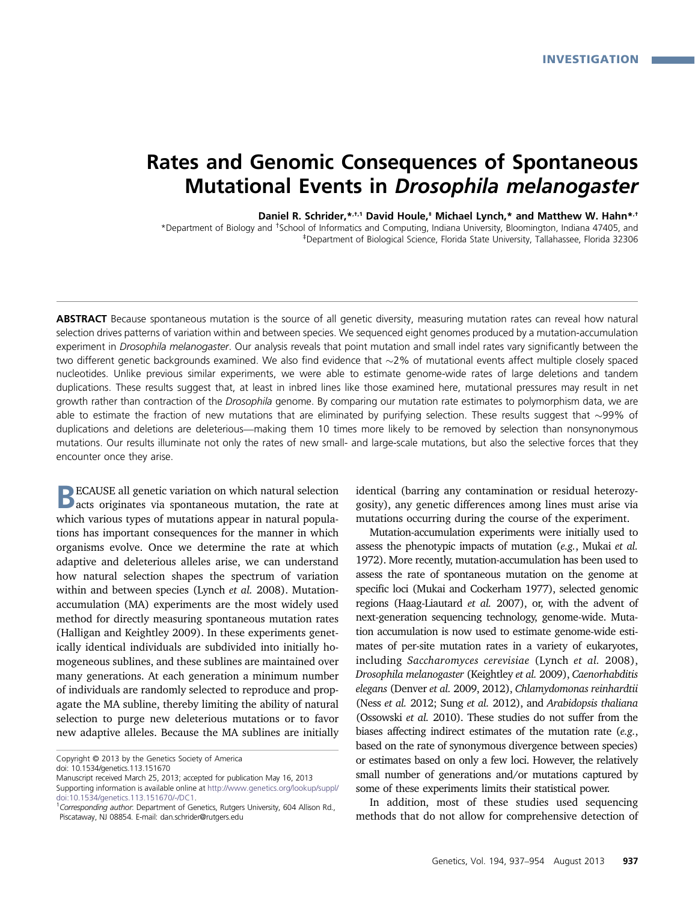INVESTIGATION

# Rates and Genomic Consequences of Spontaneous Mutational Events in *Drosophila melanogaster*

**Daniel R. Schrider,\*,†,1 David Houle,‡ Michael Lynch,\* and Matthew W. Hahn\*,†**

\*Department of Biology and †School of Informatics and Computing, Indiana University, Bloomington, Indiana 47405, and ‡Department of Biological Science, Florida State University, Tallahassee, Florida 32306

**ABSTRACT** Because spontaneous mutation is the source of all genetic diversity, measuring mutation rates can reveal how natural selection drives patterns of variation within and between species. We sequenced eight genomes produced by a mutation-accumulation experiment in *Drosophila melanogaster*. Our analysis reveals that point mutation and small indel rates vary significantly between the two different genetic backgrounds examined. We also find evidence that ∼2% of mutational events affect multiple closely spaced nucleotides. Unlike previous similar experiments, we were able to estimate genome-wide rates of large deletions and tandem duplications. These results suggest that, at least in inbred lines like those examined here, mutational pressures may result in net growth rather than contraction of the *Drosophila* genome. By comparing our mutation rate estimates to polymorphism data, we are able to estimate the fraction of new mutations that are eliminated by purifying selection. These results suggest that ∼99% of duplications and deletions are deleterious—making them 10 times more likely to be removed by selection than nonsynonymous mutations. Our results illuminate not only the rates of new small- and large-scale mutations, but also the selective forces that they encounter once they arise.

BECAUSE all genetic variation on which natural selection acts originates via spontaneous mutation, the rate at which various types of mutations appear in natural populations has important consequences for the manner in which organisms evolve. Once we determine the rate at which adaptive and deleterious alleles arise, we can understand how natural selection shapes the spectrum of variation within and between species (Lynch *et al.* 2008). Mutation-accumulation (MA) experiments are the most widely used method for directly measuring spontaneous mutation rates (Halligan and Keightley 2009). In these experiments genetically identical individuals are subdivided into initially homogeneous sublines, and these sublines are maintained over many generations. At each generation a minimum number of individuals are randomly selected to reproduce and propagate the MA subline, thereby limiting the ability of natural selection to purge new deleterious mutations or to favor new adaptive alleles. Because the MA sublines are initially identical (barring any contamination or residual heterozygosity), any genetic differences among lines must arise via mutations occurring during the course of the experiment.

Mutation-accumulation experiments were initially used to assess the phenotypic impacts of mutation (*e.g.*, Mukai *et al.* 1972). More recently, mutation-accumulation has been used to assess the rate of spontaneous mutation on the genome at specific loci (Mukai and Cockerham 1977), selected genomic regions (Haag-Liautard *et al.* 2007), or, with the advent of next-generation sequencing technology, genome-wide. Mutation accumulation is now used to estimate genome-wide estimates of per-site mutation rates in a variety of eukaryotes, including *Saccharomyces cerevisiae* (Lynch *et al.* 2008), *Drosophila melanogaster* (Keightley *et al.* 2009), *Caenorhabditis elegans* (Denver *et al.* 2009, 2012), *Chlamydomonas reinhardtii* (Ness *et al.* 2012; Sung *et al.* 2012), and *Arabidopsis thaliana* (Ossowski *et al.* 2010). These studies do not suffer from the biases affecting indirect estimates of the mutation rate (*e.g.*, based on the rate of synonymous divergence between species) or estimates based on only a few loci. However, the relatively small number of generations and/or mutations captured by some of these experiments limits their statistical power.

In addition, most of these studies used sequencing methods that do not allow for comprehensive detection of

Copyright © 2013 by the Genetics Society of America
doi: 10.1534/genetics.113.151670
Manuscript received March 25, 2013; accepted for publication May 16, 2013
Supporting information is available online at http://www.genetics.org/lookup/suppl/doi:10.1534/genetics.113.151670/-/DC1.
[1] *Corresponding author*: Department of Genetics, Rutgers University, 604 Allison Rd., Piscataway, NJ 08854. E-mail: dan.schrider@rutgers.edu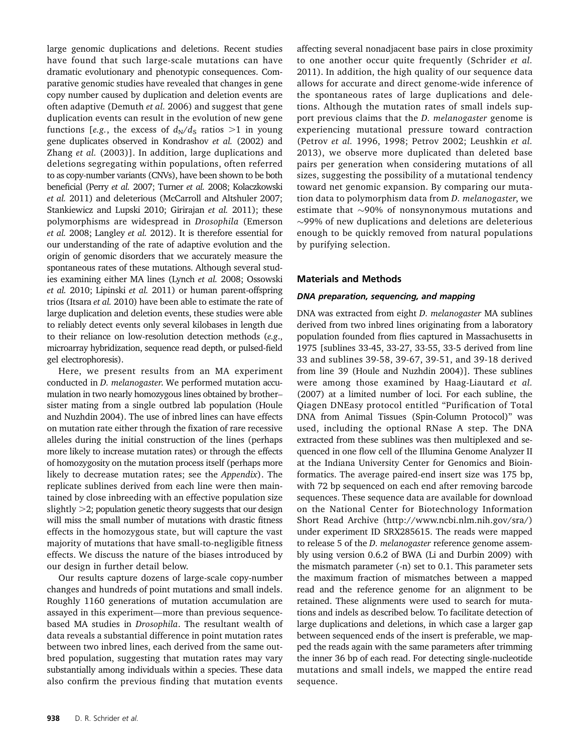large genomic duplications and deletions. Recent studies have found that such large-scale mutations can have dramatic evolutionary and phenotypic consequences. Comparative genomic studies have revealed that changes in gene copy number caused by duplication and deletion events are often adaptive (Demuth *et al.* 2006) and suggest that gene duplication events can result in the evolution of new gene functions [*e.g.*, the excess of $d_N/d_S$ ratios >1 in young gene duplicates observed in Kondrashov *et al.* (2002) and Zhang *et al.* (2003)]. In addition, large duplications and deletions segregating within populations, often referred to as copy-number variants (CNVs), have been shown to be both beneficial (Perry *et al.* 2007; Turner *et al.* 2008; Kolaczkowski *et al.* 2011) and deleterious (McCarroll and Altshuler 2007; Stankiewicz and Lupski 2010; Girirajan *et al.* 2011); these polymorphisms are widespread in *Drosophila* (Emerson *et al.* 2008; Langley *et al.* 2012). It is therefore essential for our understanding of the rate of adaptive evolution and the origin of genomic disorders that we accurately measure the spontaneous rates of these mutations. Although several studies examining either MA lines (Lynch *et al.* 2008; Ossowski *et al.* 2010; Lipinski *et al.* 2011) or human parent-offspring trios (Itsara *et al.* 2010) have been able to estimate the rate of large duplication and deletion events, these studies were able to reliably detect events only several kilobases in length due to their reliance on low-resolution detection methods (*e.g.*, microarray hybridization, sequence read depth, or pulsed-field gel electrophoresis).

Here, we present results from an MA experiment conducted in *D. melanogaster*. We performed mutation accumulation in two nearly homozygous lines obtained by brother–sister mating from a single outbred lab population (Houle and Nuzhdin 2004). The use of inbred lines can have effects on mutation rate either through the fixation of rare recessive alleles during the initial construction of the lines (perhaps more likely to increase mutation rates) or through the effects of homozygosity on the mutation process itself (perhaps more likely to decrease mutation rates; see the *Appendix*). The replicate sublines derived from each line were then maintained by close inbreeding with an effective population size slightly >2; population genetic theory suggests that our design will miss the small number of mutations with drastic fitness effects in the homozygous state, but will capture the vast majority of mutations that have small-to-negligible fitness effects. We discuss the nature of the biases introduced by our design in further detail below.

Our results capture dozens of large-scale copy-number changes and hundreds of point mutations and small indels. Roughly 1160 generations of mutation accumulation are assayed in this experiment—more than previous sequence-based MA studies in *Drosophila*. The resultant wealth of data reveals a substantial difference in point mutation rates between two inbred lines, each derived from the same outbred population, suggesting that mutation rates may vary substantially among individuals within a species. These data also confirm the previous finding that mutation events affecting several nonadjacent base pairs in close proximity to one another occur quite frequently (Schrider *et al.* 2011). In addition, the high quality of our sequence data allows for accurate and direct genome-wide inference of the spontaneous rates of large duplications and deletions. Although the mutation rates of small indels support previous claims that the *D. melanogaster* genome is experiencing mutational pressure toward contraction (Petrov *et al.* 1996, 1998; Petrov 2002; Leushkin *et al.* 2013), we observe more duplicated than deleted base pairs per generation when considering mutations of all sizes, suggesting the possibility of a mutational tendency toward net genomic expansion. By comparing our mutation data to polymorphism data from *D. melanogaster*, we estimate that ~90% of nonsynonymous mutations and ~99% of new duplications and deletions are deleterious enough to be quickly removed from natural populations by purifying selection.

## Materials and Methods

### *DNA preparation, sequencing, and mapping*

DNA was extracted from eight *D. melanogaster* MA sublines derived from two inbred lines originating from a laboratory population founded from flies captured in Massachusetts in 1975 [sublines 33-45, 33-27, 33-55, 33-5 derived from line 33 and sublines 39-58, 39-67, 39-51, and 39-18 derived from line 39 (Houle and Nuzhdin 2004)]. These sublines were among those examined by Haag-Liautard *et al.* (2007) at a limited number of loci. For each subline, the Qiagen DNEasy protocol entitled "Purification of Total DNA from Animal Tissues (Spin-Column Protocol)" was used, including the optional RNase A step. The DNA extracted from these sublines was then multiplexed and sequenced in one flow cell of the Illumina Genome Analyzer II at the Indiana University Center for Genomics and Bioinformatics. The average paired-end insert size was 175 bp, with 72 bp sequenced on each end after removing barcode sequences. These sequence data are available for download on the National Center for Biotechnology Information Short Read Archive (http://www.ncbi.nlm.nih.gov/sra/) under experiment ID SRX285615. The reads were mapped to release 5 of the *D. melanogaster* reference genome assembly using version 0.6.2 of BWA (Li and Durbin 2009) with the mismatch parameter (-n) set to 0.1. This parameter sets the maximum fraction of mismatches between a mapped read and the reference genome for an alignment to be retained. These alignments were used to search for mutations and indels as described below. To facilitate detection of large duplications and deletions, in which case a larger gap between sequenced ends of the insert is preferable, we mapped the reads again with the same parameters after trimming the inner 36 bp of each read. For detecting single-nucleotide mutations and small indels, we mapped the entire read sequence.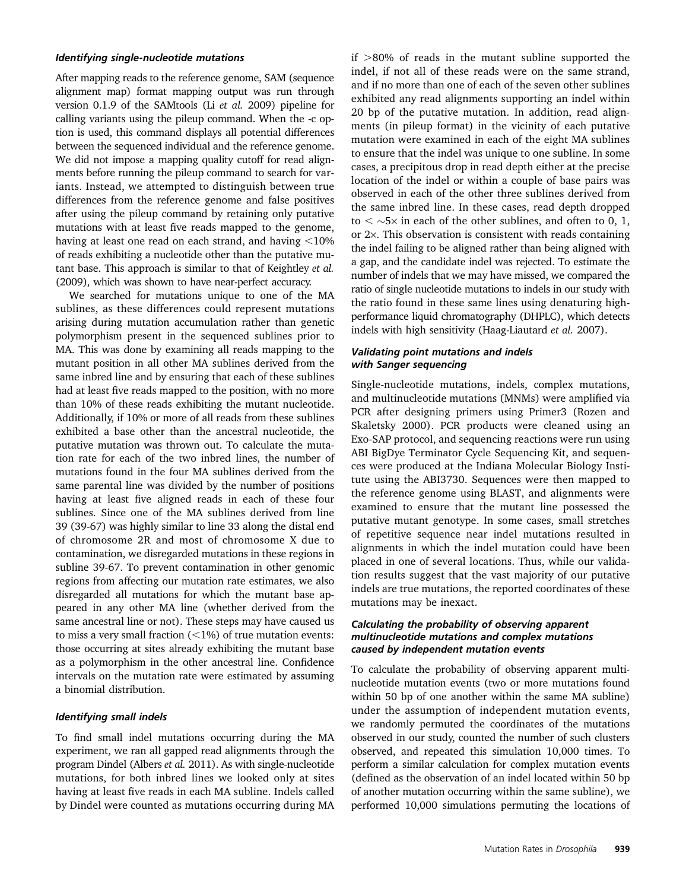### *Identifying single-nucleotide mutations*

After mapping reads to the reference genome, SAM (sequence alignment map) format mapping output was run through version 0.1.9 of the SAMtools (Li *et al.* 2009) pipeline for calling variants using the pileup command. When the -c option is used, this command displays all potential differences between the sequenced individual and the reference genome. We did not impose a mapping quality cutoff for read alignments before running the pileup command to search for variants. Instead, we attempted to distinguish between true differences from the reference genome and false positives after using the pileup command by retaining only putative mutations with at least five reads mapped to the genome, having at least one read on each strand, and having <10% of reads exhibiting a nucleotide other than the putative mutant base. This approach is similar to that of Keightley *et al.* (2009), which was shown to have near-perfect accuracy.

We searched for mutations unique to one of the MA sublines, as these differences could represent mutations arising during mutation accumulation rather than genetic polymorphism present in the sequenced sublines prior to MA. This was done by examining all reads mapping to the mutant position in all other MA sublines derived from the same inbred line and by ensuring that each of these sublines had at least five reads mapped to the position, with no more than 10% of these reads exhibiting the mutant nucleotide. Additionally, if 10% or more of all reads from these sublines exhibited a base other than the ancestral nucleotide, the putative mutation was thrown out. To calculate the mutation rate for each of the two inbred lines, the number of mutations found in the four MA sublines derived from the same parental line was divided by the number of positions having at least five aligned reads in each of these four sublines. Since one of the MA sublines derived from line 39 (39-67) was highly similar to line 33 along the distal end of chromosome 2R and most of chromosome X due to contamination, we disregarded mutations in these regions in subline 39-67. To prevent contamination in other genomic regions from affecting our mutation rate estimates, we also disregarded all mutations for which the mutant base appeared in any other MA line (whether derived from the same ancestral line or not). These steps may have caused us to miss a very small fraction (<1%) of true mutation events: those occurring at sites already exhibiting the mutant base as a polymorphism in the other ancestral line. Confidence intervals on the mutation rate were estimated by assuming a binomial distribution.

### *Identifying small indels*

To find small indel mutations occurring during the MA experiment, we ran all gapped read alignments through the program Dindel (Albers *et al.* 2011). As with single-nucleotide mutations, for both inbred lines we looked only at sites having at least five reads in each MA subline. Indels called by Dindel were counted as mutations occurring during MA if >80% of reads in the mutant subline supported the indel, if not all of these reads were on the same strand, and if no more than one of each of the seven other sublines exhibited any read alignments supporting an indel within 20 bp of the putative mutation. In addition, read alignments (in pileup format) in the vicinity of each putative mutation were examined in each of the eight MA sublines to ensure that the indel was unique to one subline. In some cases, a precipitous drop in read depth either at the precise location of the indel or within a couple of base pairs was observed in each of the other three sublines derived from the same inbred line. In these cases, read depth dropped to $< \sim 5\times$ in each of the other sublines, and often to 0, 1, or 2×. This observation is consistent with reads containing the indel failing to be aligned rather than being aligned with a gap, and the candidate indel was rejected. To estimate the number of indels that we may have missed, we compared the ratio of single nucleotide mutations to indels in our study with the ratio found in these same lines using denaturing high-performance liquid chromatography (DHPLC), which detects indels with high sensitivity (Haag-Liautard *et al.* 2007).

### *Validating point mutations and indels with Sanger sequencing*

Single-nucleotide mutations, indels, complex mutations, and multinucleotide mutations (MNMs) were amplified via PCR after designing primers using Primer3 (Rozen and Skaletsky 2000). PCR products were cleaned using an Exo-SAP protocol, and sequencing reactions were run using ABI BigDye Terminator Cycle Sequencing Kit, and sequences were produced at the Indiana Molecular Biology Institute using the ABI3730. Sequences were then mapped to the reference genome using BLAST, and alignments were examined to ensure that the mutant line possessed the putative mutant genotype. In some cases, small stretches of repetitive sequence near indel mutations resulted in alignments in which the indel mutation could have been placed in one of several locations. Thus, while our validation results suggest that the vast majority of our putative indels are true mutations, the reported coordinates of these mutations may be inexact.

### *Calculating the probability of observing apparent multinucleotide mutations and complex mutations caused by independent mutation events*

To calculate the probability of observing apparent multinucleotide mutation events (two or more mutations found within 50 bp of one another within the same MA subline) under the assumption of independent mutation events, we randomly permuted the coordinates of the mutations observed in our study, counted the number of such clusters observed, and repeated this simulation 10,000 times. To perform a similar calculation for complex mutation events (defined as the observation of an indel located within 50 bp of another mutation occurring within the same subline), we performed 10,000 simulations permuting the locations of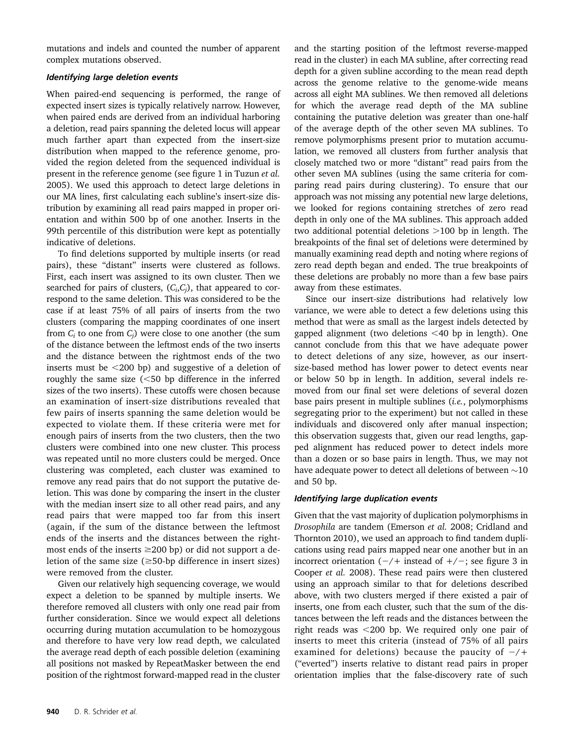mutations and indels and counted the number of apparent complex mutations observed.

### *Identifying large deletion events*

When paired-end sequencing is performed, the range of expected insert sizes is typically relatively narrow. However, when paired ends are derived from an individual harboring a deletion, read pairs spanning the deleted locus will appear much farther apart than expected from the insert-size distribution when mapped to the reference genome, provided the region deleted from the sequenced individual is present in the reference genome (see figure 1 in Tuzun *et al.* 2005). We used this approach to detect large deletions in our MA lines, first calculating each subline's insert-size distribution by examining all read pairs mapped in proper orientation and within 500 bp of one another. Inserts in the 99th percentile of this distribution were kept as potentially indicative of deletions.

To find deletions supported by multiple inserts (or read pairs), these "distant" inserts were clustered as follows. First, each insert was assigned to its own cluster. Then we searched for pairs of clusters, $(C_i, C_j)$, that appeared to correspond to the same deletion. This was considered to be the case if at least 75% of all pairs of inserts from the two clusters (comparing the mapping coordinates of one insert from $C_i$ to one from $C_j$) were close to one another (the sum of the distance between the leftmost ends of the two inserts and the distance between the rightmost ends of the two inserts must be <200 bp) and suggestive of a deletion of roughly the same size (<50 bp difference in the inferred sizes of the two inserts). These cutoffs were chosen because an examination of insert-size distributions revealed that few pairs of inserts spanning the same deletion would be expected to violate them. If these criteria were met for enough pairs of inserts from the two clusters, then the two clusters were combined into one new cluster. This process was repeated until no more clusters could be merged. Once clustering was completed, each cluster was examined to remove any read pairs that do not support the putative deletion. This was done by comparing the insert in the cluster with the median insert size to all other read pairs, and any read pairs that were mapped too far from this insert (again, if the sum of the distance between the leftmost ends of the inserts and the distances between the rightmost ends of the inserts ≥200 bp) or did not support a deletion of the same size (≥50-bp difference in insert sizes) were removed from the cluster.

Given our relatively high sequencing coverage, we would expect a deletion to be spanned by multiple inserts. We therefore removed all clusters with only one read pair from further consideration. Since we would expect all deletions occurring during mutation accumulation to be homozygous and therefore to have very low read depth, we calculated the average read depth of each possible deletion (examining all positions not masked by RepeatMasker between the end position of the rightmost forward-mapped read in the cluster and the starting position of the leftmost reverse-mapped read in the cluster) in each MA subline, after correcting read depth for a given subline according to the mean read depth across the genome relative to the genome-wide means across all eight MA sublines. We then removed all deletions for which the average read depth of the MA subline containing the putative deletion was greater than one-half of the average depth of the other seven MA sublines. To remove polymorphisms present prior to mutation accumulation, we removed all clusters from further analysis that closely matched two or more "distant" read pairs from the other seven MA sublines (using the same criteria for comparing read pairs during clustering). To ensure that our approach was not missing any potential new large deletions, we looked for regions containing stretches of zero read depth in only one of the MA sublines. This approach added two additional potential deletions >100 bp in length. The breakpoints of the final set of deletions were determined by manually examining read depth and noting where regions of zero read depth began and ended. The true breakpoints of these deletions are probably no more than a few base pairs away from these estimates.

Since our insert-size distributions had relatively low variance, we were able to detect a few deletions using this method that were as small as the largest indels detected by gapped alignment (two deletions <40 bp in length). One cannot conclude from this that we have adequate power to detect deletions of any size, however, as our insert-size-based method has lower power to detect events near or below 50 bp in length. In addition, several indels removed from our final set were deletions of several dozen base pairs present in multiple sublines (*i.e.*, polymorphisms segregating prior to the experiment) but not called in these individuals and discovered only after manual inspection; this observation suggests that, given our read lengths, gapped alignment has reduced power to detect indels more than a dozen or so base pairs in length. Thus, we may not have adequate power to detect all deletions of between ~10 and 50 bp.

### *Identifying large duplication events*

Given that the vast majority of duplication polymorphisms in *Drosophila* are tandem (Emerson *et al.* 2008; Cridland and Thornton 2010), we used an approach to find tandem duplications using read pairs mapped near one another but in an incorrect orientation (−/+ instead of +/−; see figure 3 in Cooper *et al.* 2008). These read pairs were then clustered using an approach similar to that for deletions described above, with two clusters merged if there existed a pair of inserts, one from each cluster, such that the sum of the distances between the left reads and the distances between the right reads was <200 bp. We required only one pair of inserts to meet this criteria (instead of 75% of all pairs examined for deletions) because the paucity of −/+ ("everted") inserts relative to distant read pairs in proper orientation implies that the false-discovery rate of such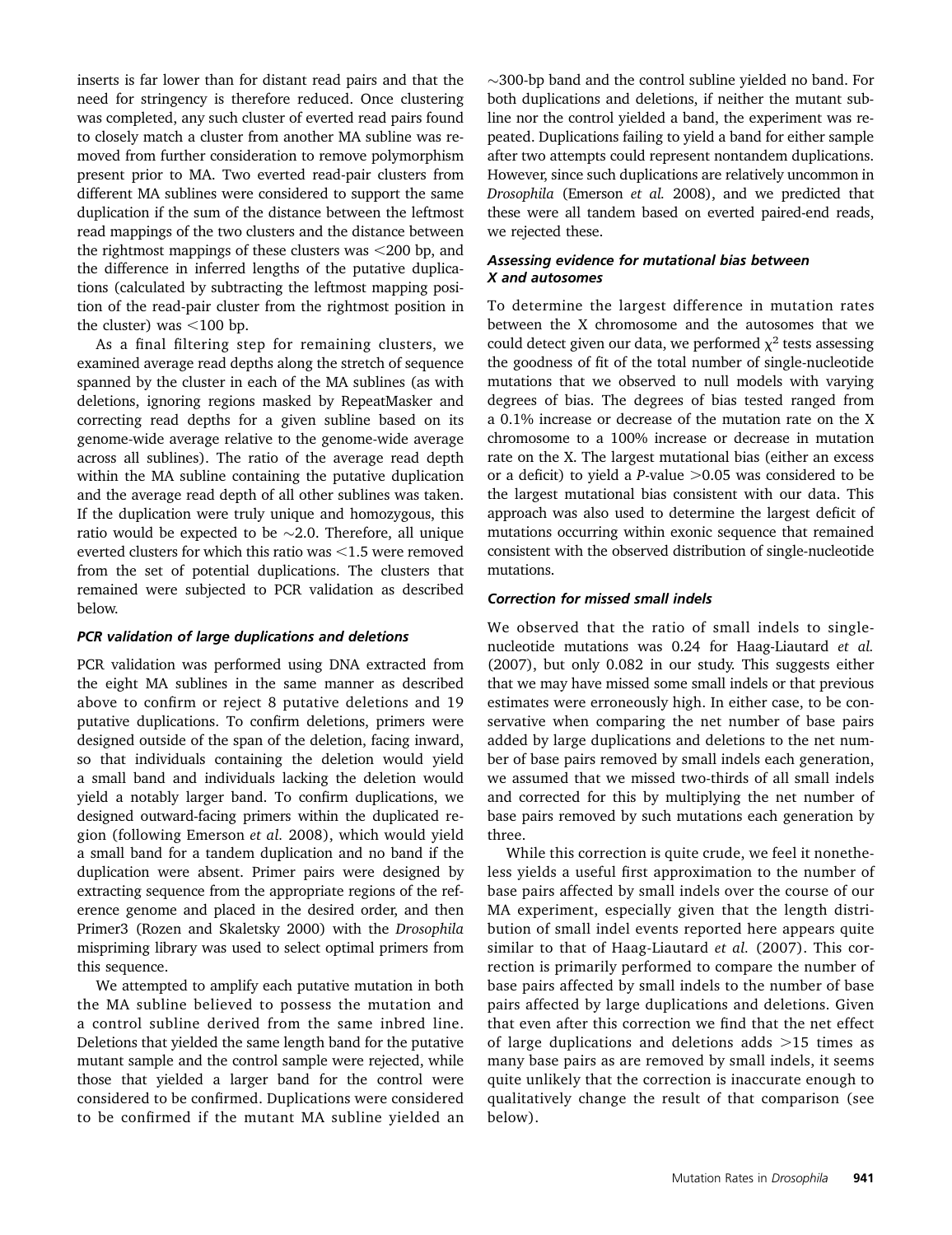inserts is far lower than for distant read pairs and that the need for stringency is therefore reduced. Once clustering was completed, any such cluster of everted read pairs found to closely match a cluster from another MA subline was removed from further consideration to remove polymorphism present prior to MA. Two everted read-pair clusters from different MA sublines were considered to support the same duplication if the sum of the distance between the leftmost read mappings of the two clusters and the distance between the rightmost mappings of these clusters was <200 bp, and the difference in inferred lengths of the putative duplications (calculated by subtracting the leftmost mapping position of the read-pair cluster from the rightmost position in the cluster) was <100 bp.

As a final filtering step for remaining clusters, we examined average read depths along the stretch of sequence spanned by the cluster in each of the MA sublines (as with deletions, ignoring regions masked by RepeatMasker and correcting read depths for a given subline based on its genome-wide average relative to the genome-wide average across all sublines). The ratio of the average read depth within the MA subline containing the putative duplication and the average read depth of all other sublines was taken. If the duplication were truly unique and homozygous, this ratio would be expected to be ~2.0. Therefore, all unique everted clusters for which this ratio was <1.5 were removed from the set of potential duplications. The clusters that remained were subjected to PCR validation as described below.

### *PCR validation of large duplications and deletions*

PCR validation was performed using DNA extracted from the eight MA sublines in the same manner as described above to confirm or reject 8 putative deletions and 19 putative duplications. To confirm deletions, primers were designed outside of the span of the deletion, facing inward, so that individuals containing the deletion would yield a small band and individuals lacking the deletion would yield a notably larger band. To confirm duplications, we designed outward-facing primers within the duplicated region (following Emerson *et al.* 2008), which would yield a small band for a tandem duplication and no band if the duplication were absent. Primer pairs were designed by extracting sequence from the appropriate regions of the reference genome and placed in the desired order, and then Primer3 (Rozen and Skaletsky 2000) with the *Drosophila* mispriming library was used to select optimal primers from this sequence.

We attempted to amplify each putative mutation in both the MA subline believed to possess the mutation and a control subline derived from the same inbred line. Deletions that yielded the same length band for the putative mutant sample and the control sample were rejected, while those that yielded a larger band for the control were considered to be confirmed. Duplications were considered to be confirmed if the mutant MA subline yielded an ~300-bp band and the control subline yielded no band. For both duplications and deletions, if neither the mutant subline nor the control yielded a band, the experiment was repeated. Duplications failing to yield a band for either sample after two attempts could represent nontandem duplications. However, since such duplications are relatively uncommon in *Drosophila* (Emerson *et al.* 2008), and we predicted that these were all tandem based on everted paired-end reads, we rejected these.

### *Assessing evidence for mutational bias between X and autosomes*

To determine the largest difference in mutation rates between the X chromosome and the autosomes that we could detect given our data, we performed $\chi^2$ tests assessing the goodness of fit of the total number of single-nucleotide mutations that we observed to null models with varying degrees of bias. The degrees of bias tested ranged from a 0.1% increase or decrease of the mutation rate on the X chromosome to a 100% increase or decrease in mutation rate on the X. The largest mutational bias (either an excess or a deficit) to yield a *P*-value >0.05 was considered to be the largest mutational bias consistent with our data. This approach was also used to determine the largest deficit of mutations occurring within exonic sequence that remained consistent with the observed distribution of single-nucleotide mutations.

### *Correction for missed small indels*

We observed that the ratio of small indels to single-nucleotide mutations was 0.24 for Haag-Liautard *et al.* (2007), but only 0.082 in our study. This suggests either that we may have missed some small indels or that previous estimates were erroneously high. In either case, to be conservative when comparing the net number of base pairs added by large duplications and deletions to the net number of base pairs removed by small indels each generation, we assumed that we missed two-thirds of all small indels and corrected for this by multiplying the net number of base pairs removed by such mutations each generation by three.

While this correction is quite crude, we feel it nonetheless yields a useful first approximation to the number of base pairs affected by small indels over the course of our MA experiment, especially given that the length distribution of small indel events reported here appears quite similar to that of Haag-Liautard *et al.* (2007). This correction is primarily performed to compare the number of base pairs affected by small indels to the number of base pairs affected by large duplications and deletions. Given that even after this correction we find that the net effect of large duplications and deletions adds >15 times as many base pairs as are removed by small indels, it seems quite unlikely that the correction is inaccurate enough to qualitatively change the result of that comparison (see below).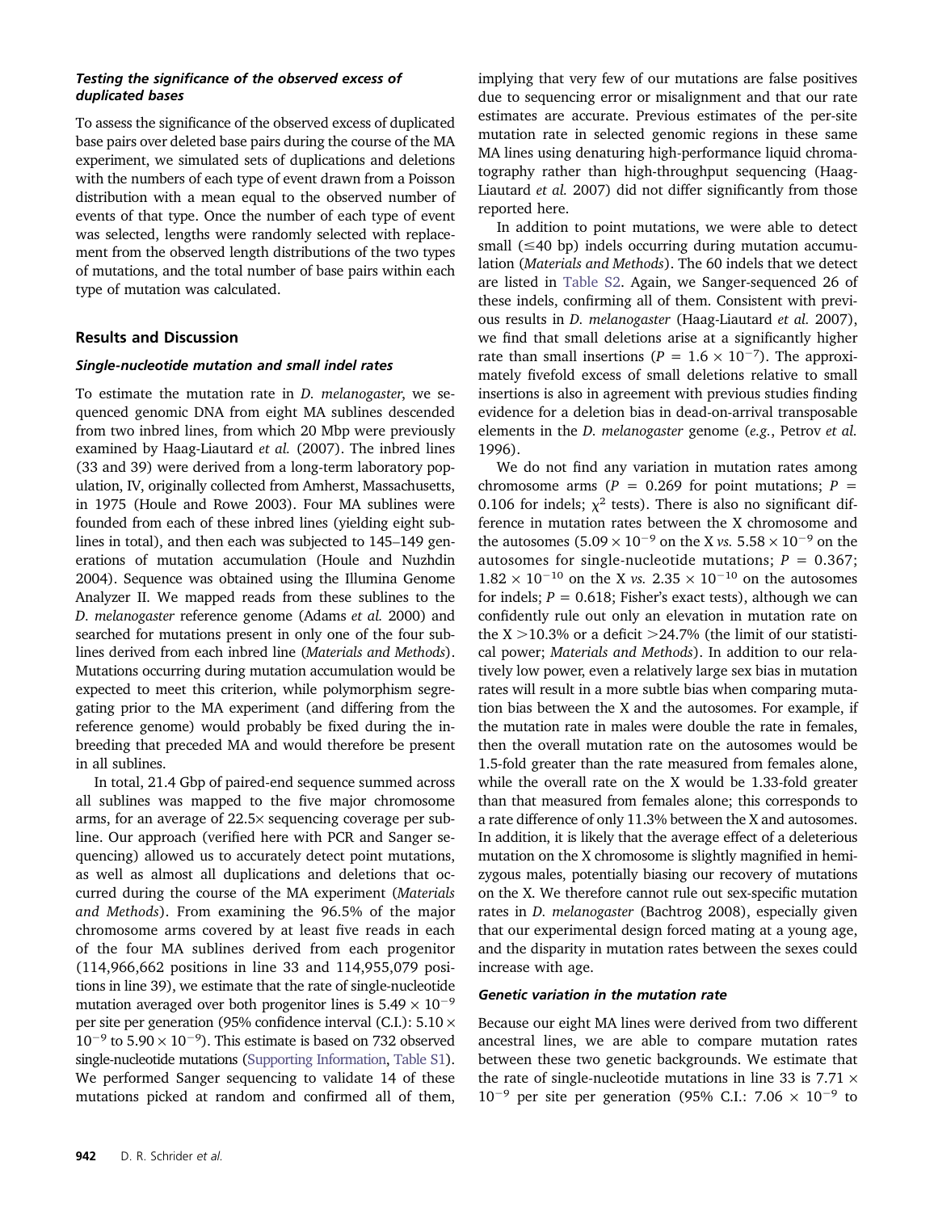*Testing the significance of the observed excess of duplicated bases*

To assess the significance of the observed excess of duplicated base pairs over deleted base pairs during the course of the MA experiment, we simulated sets of duplications and deletions with the numbers of each type of event drawn from a Poisson distribution with a mean equal to the observed number of events of that type. Once the number of each type of event was selected, lengths were randomly selected with replacement from the observed length distributions of the two types of mutations, and the total number of base pairs within each type of mutation was calculated.

## Results and Discussion

### *Single-nucleotide mutation and small indel rates*

To estimate the mutation rate in *D. melanogaster*, we sequenced genomic DNA from eight MA sublines descended from two inbred lines, from which 20 Mbp were previously examined by Haag-Liautard *et al.* (2007). The inbred lines (33 and 39) were derived from a long-term laboratory population, IV, originally collected from Amherst, Massachusetts, in 1975 (Houle and Rowe 2003). Four MA sublines were founded from each of these inbred lines (yielding eight sublines in total), and then each was subjected to 145–149 generations of mutation accumulation (Houle and Nuzhdin 2004). Sequence was obtained using the Illumina Genome Analyzer II. We mapped reads from these sublines to the *D. melanogaster* reference genome (Adams *et al.* 2000) and searched for mutations present in only one of the four sublines derived from each inbred line (*Materials and Methods*). Mutations occurring during mutation accumulation would be expected to meet this criterion, while polymorphism segregating prior to the MA experiment (and differing from the reference genome) would probably be fixed during the inbreeding that preceded MA and would therefore be present in all sublines.

In total, 21.4 Gbp of paired-end sequence summed across all sublines was mapped to the five major chromosome arms, for an average of 22.5× sequencing coverage per subline. Our approach (verified here with PCR and Sanger sequencing) allowed us to accurately detect point mutations, as well as almost all duplications and deletions that occurred during the course of the MA experiment (*Materials and Methods*). From examining the 96.5% of the major chromosome arms covered by at least five reads in each of the four MA sublines derived from each progenitor (114,966,662 positions in line 33 and 114,955,079 positions in line 39), we estimate that the rate of single-nucleotide mutation averaged over both progenitor lines is $5.49 \times 10^{-9}$ per site per generation (95% confidence interval (C.I.): $5.10 \times 10^{-9}$ to $5.90 \times 10^{-9}$). This estimate is based on 732 observed single-nucleotide mutations (Supporting Information, Table S1). We performed Sanger sequencing to validate 14 of these mutations picked at random and confirmed all of them, implying that very few of our mutations are false positives due to sequencing error or misalignment and that our rate estimates are accurate. Previous estimates of the per-site mutation rate in selected genomic regions in these same MA lines using denaturing high-performance liquid chromatography rather than high-throughput sequencing (Haag-Liautard *et al.* 2007) did not differ significantly from those reported here.

In addition to point mutations, we were able to detect small (≤40 bp) indels occurring during mutation accumulation (*Materials and Methods*). The 60 indels that we detect are listed in Table S2. Again, we Sanger-sequenced 26 of these indels, confirming all of them. Consistent with previous results in *D. melanogaster* (Haag-Liautard *et al.* 2007), we find that small deletions arise at a significantly higher rate than small insertions ($P = 1.6 \times 10^{-7}$). The approximately fivefold excess of small deletions relative to small insertions is also in agreement with previous studies finding evidence for a deletion bias in dead-on-arrival transposable elements in the *D. melanogaster* genome (*e.g.*, Petrov *et al.* 1996).

We do not find any variation in mutation rates among chromosome arms ($P = 0.269$ for point mutations; $P = 0.106$ for indels; $\chi^2$ tests). There is also no significant difference in mutation rates between the X chromosome and the autosomes ($5.09 \times 10^{-9}$ on the X *vs.* $5.58 \times 10^{-9}$ on the autosomes for single-nucleotide mutations; $P = 0.367$; $1.82 \times 10^{-10}$ on the X *vs.* $2.35 \times 10^{-10}$ on the autosomes for indels; $P = 0.618$; Fisher's exact tests), although we can confidently rule out only an elevation in mutation rate on the X >10.3% or a deficit >24.7% (the limit of our statistical power; *Materials and Methods*). In addition to our relatively low power, even a relatively large sex bias in mutation rates will result in a more subtle bias when comparing mutation bias between the X and the autosomes. For example, if the mutation rate in males were double the rate in females, then the overall mutation rate on the autosomes would be 1.5-fold greater than the rate measured from females alone, while the overall rate on the X would be 1.33-fold greater than that measured from females alone; this corresponds to a rate difference of only 11.3% between the X and autosomes. In addition, it is likely that the average effect of a deleterious mutation on the X chromosome is slightly magnified in hemizygous males, potentially biasing our recovery of mutations on the X. We therefore cannot rule out sex-specific mutation rates in *D. melanogaster* (Bachtrog 2008), especially given that our experimental design forced mating at a young age, and the disparity in mutation rates between the sexes could increase with age.

### *Genetic variation in the mutation rate*

Because our eight MA lines were derived from two different ancestral lines, we are able to compare mutation rates between these two genetic backgrounds. We estimate that the rate of single-nucleotide mutations in line 33 is $7.71 \times 10^{-9}$ per site per generation (95% C.I.: $7.06 \times 10^{-9}$ to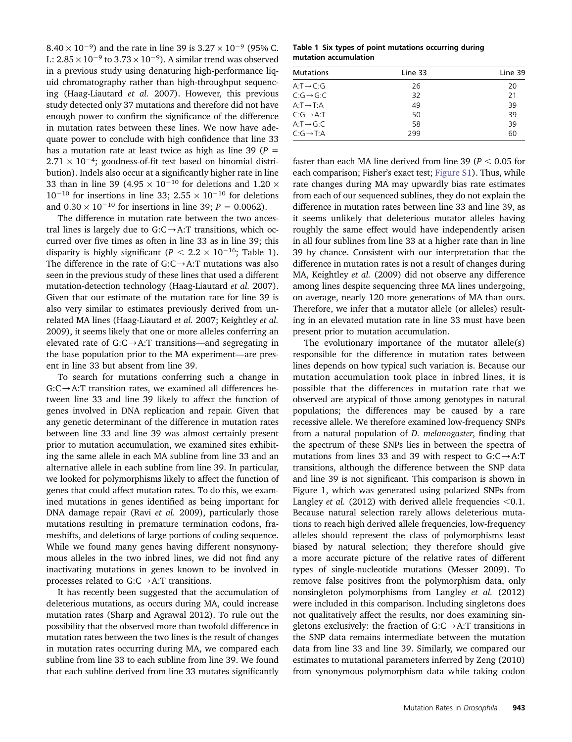$8.40 \times 10^{-9}$) and the rate in line 39 is $3.27 \times 10^{-9}$ (95% C.I.: $2.85 \times 10^{-9}$ to $3.73 \times 10^{-9}$). A similar trend was observed in a previous study using denaturing high-performance liquid chromatography rather than high-throughput sequencing (Haag-Liautard *et al.* 2007). However, this previous study detected only 37 mutations and therefore did not have enough power to confirm the significance of the difference in mutation rates between these lines. We now have adequate power to conclude with high confidence that line 33 has a mutation rate at least twice as high as line 39 ($P = 2.71 \times 10^{-4}$; goodness-of-fit test based on binomial distribution). Indels also occur at a significantly higher rate in line 33 than in line 39 ($4.95 \times 10^{-10}$ for deletions and $1.20 \times 10^{-10}$ for insertions in line 33; $2.55 \times 10^{-10}$ for deletions and $0.30 \times 10^{-10}$ for insertions in line 39; $P = 0.0062$).

The difference in mutation rate between the two ancestral lines is largely due to G:C→A:T transitions, which occurred over five times as often in line 33 as in line 39; this disparity is highly significant ($P < 2.2 \times 10^{-16}$; Table 1). The difference in the rate of G:C→A:T mutations was also seen in the previous study of these lines that used a different mutation-detection technology (Haag-Liautard *et al.* 2007). Given that our estimate of the mutation rate for line 39 is also very similar to estimates previously derived from unrelated MA lines (Haag-Liautard *et al.* 2007; Keightley *et al.* 2009), it seems likely that one or more alleles conferring an elevated rate of G:C→A:T transitions—and segregating in the base population prior to the MA experiment—are present in line 33 but absent from line 39.

To search for mutations conferring such a change in G:C→A:T transition rates, we examined all differences between line 33 and line 39 likely to affect the function of genes involved in DNA replication and repair. Given that any genetic determinant of the difference in mutation rates between line 33 and line 39 was almost certainly present prior to mutation accumulation, we examined sites exhibiting the same allele in each MA subline from line 33 and an alternative allele in each subline from line 39. In particular, we looked for polymorphisms likely to affect the function of genes that could affect mutation rates. To do this, we examined mutations in genes identified as being important for DNA damage repair (Ravi *et al.* 2009), particularly those mutations resulting in premature termination codons, frameshifts, and deletions of large portions of coding sequence. While we found many genes having different nonsynonymous alleles in the two inbred lines, we did not find any inactivating mutations in genes known to be involved in processes related to G:C→A:T transitions.

It has recently been suggested that the accumulation of deleterious mutations, as occurs during MA, could increase mutation rates (Sharp and Agrawal 2012). To rule out the possibility that the observed more than twofold difference in mutation rates between the two lines is the result of changes in mutation rates occurring during MA, we compared each subline from line 33 to each subline from line 39. We found that each subline derived from line 33 mutates significantly faster than each MA line derived from line 39 ($P < 0.05$ for each comparison; Fisher's exact test; Figure S1). Thus, while rate changes during MA may upwardly bias rate estimates from each of our sequenced sublines, they do not explain the difference in mutation rates between line 33 and line 39, as it seems unlikely that deleterious mutator alleles having roughly the same effect would have independently arisen in all four sublines from line 33 at a higher rate than in line 39 by chance. Consistent with our interpretation that the difference in mutation rates is not a result of changes during MA, Keightley *et al.* (2009) did not observe any difference among lines despite sequencing three MA lines undergoing, on average, nearly 120 more generations of MA than ours. Therefore, we infer that a mutator allele (or alleles) resulting in an elevated mutation rate in line 33 must have been present prior to mutation accumulation.

The evolutionary importance of the mutator allele(s) responsible for the difference in mutation rates between lines depends on how typical such variation is. Because our mutation accumulation took place in inbred lines, it is possible that the differences in mutation rate that we observed are atypical of those among genotypes in natural populations; the differences may be caused by a rare recessive allele. We therefore examined low-frequency SNPs from a natural population of *D. melanogaster*, finding that the spectrum of these SNPs lies in between the spectra of mutations from lines 33 and 39 with respect to G:C→A:T transitions, although the difference between the SNP data and line 39 is not significant. This comparison is shown in Figure 1, which was generated using polarized SNPs from Langley *et al.* (2012) with derived allele frequencies <0.1. Because natural selection rarely allows deleterious mutations to reach high derived allele frequencies, low-frequency alleles should represent the class of polymorphisms least biased by natural selection; they therefore should give a more accurate picture of the relative rates of different types of single-nucleotide mutations (Messer 2009). To remove false positives from the polymorphism data, only nonsingleton polymorphisms from Langley *et al.* (2012) were included in this comparison. Including singletons does not qualitatively affect the results, nor does examining singletons exclusively: the fraction of G:C→A:T transitions in the SNP data remains intermediate between the mutation data from line 33 and line 39. Similarly, we compared our estimates to mutational parameters inferred by Zeng (2010) from synonymous polymorphism data while taking codon

**Table 1 Six types of point mutations occurring during mutation accumulation**

| Mutations | Line 33 | Line 39 |
|---|---|---|
| A:T→C:G | 26 | 20 |
| C:G→G:C | 32 | 21 |
| A:T→T:A | 49 | 39 |
| C:G→A:T | 50 | 39 |
| A:T→G:C | 58 | 39 |
| C:G→T:A | 299 | 60 |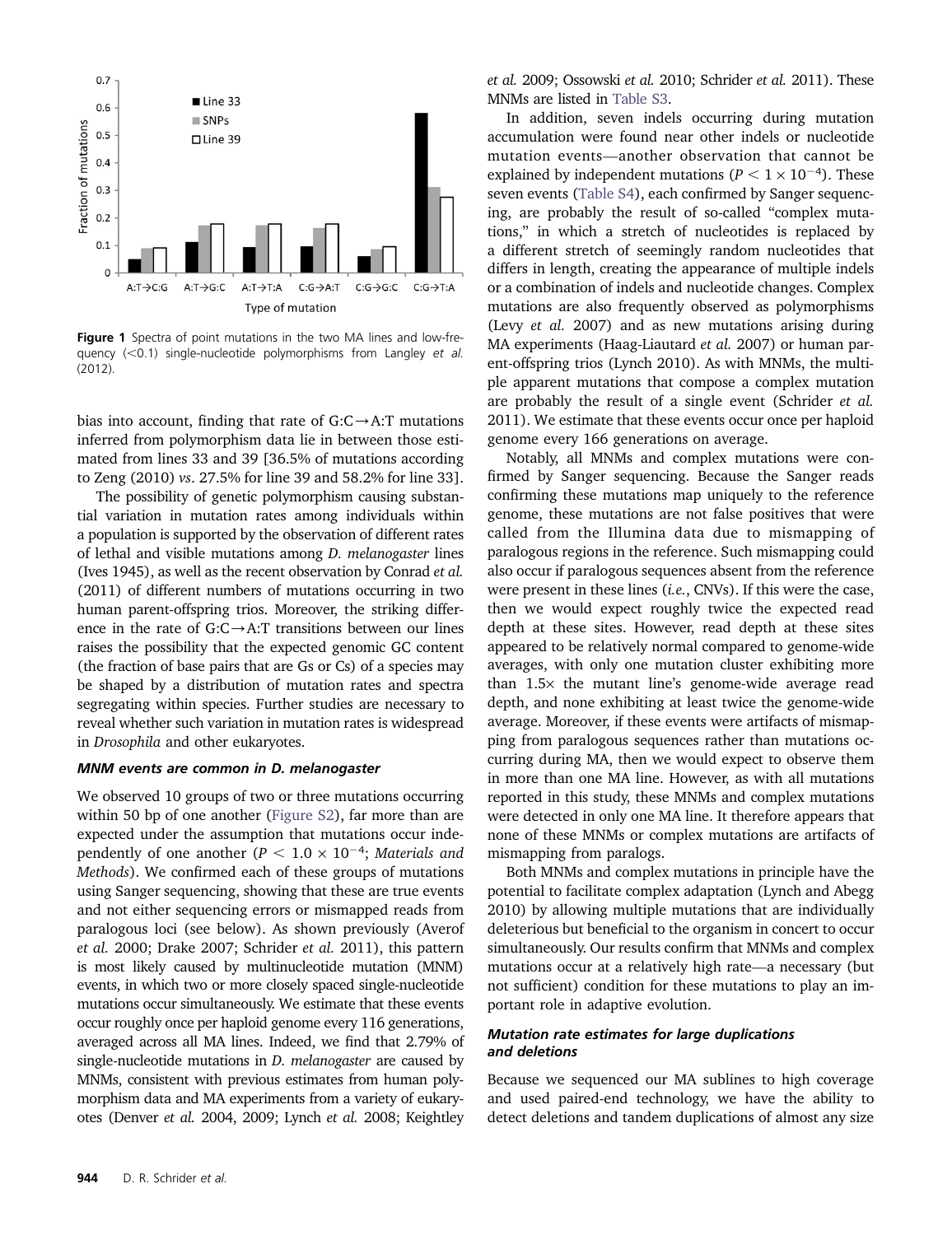Figure 1 Spectra of point mutations in the two MA lines and low-frequency (<0.1) single-nucleotide polymorphisms from Langley *et al.* (2012).

bias into account, finding that rate of G:C→A:T mutations inferred from polymorphism data lie in between those estimated from lines 33 and 39 [36.5% of mutations according to Zeng (2010) *vs*. 27.5% for line 39 and 58.2% for line 33].

The possibility of genetic polymorphism causing substantial variation in mutation rates among individuals within a population is supported by the observation of different rates of lethal and visible mutations among *D. melanogaster* lines (Ives 1945), as well as the recent observation by Conrad *et al.* (2011) of different numbers of mutations occurring in two human parent-offspring trios. Moreover, the striking difference in the rate of G:C→A:T transitions between our lines raises the possibility that the expected genomic GC content (the fraction of base pairs that are Gs or Cs) of a species may be shaped by a distribution of mutation rates and spectra segregating within species. Further studies are necessary to reveal whether such variation in mutation rates is widespread in *Drosophila* and other eukaryotes.

### *MNM events are common in D. melanogaster*

We observed 10 groups of two or three mutations occurring within 50 bp of one another (Figure S2), far more than are expected under the assumption that mutations occur independently of one another ($P < 1.0 \times 10^{-4}$; *Materials and Methods*). We confirmed each of these groups of mutations using Sanger sequencing, showing that these are true events and not either sequencing errors or mismapped reads from paralogous loci (see below). As shown previously (Averof *et al.* 2000; Drake 2007; Schrider *et al.* 2011), this pattern is most likely caused by multinucleotide mutation (MNM) events, in which two or more closely spaced single-nucleotide mutations occur simultaneously. We estimate that these events occur roughly once per haploid genome every 116 generations, averaged across all MA lines. Indeed, we find that 2.79% of single-nucleotide mutations in *D. melanogaster* are caused by MNMs, consistent with previous estimates from human polymorphism data and MA experiments from a variety of eukaryotes (Denver *et al.* 2004, 2009; Lynch *et al.* 2008; Keightley *et al.* 2009; Ossowski *et al.* 2010; Schrider *et al.* 2011). These MNMs are listed in Table S3.

In addition, seven indels occurring during mutation accumulation were found near other indels or nucleotide mutation events—another observation that cannot be explained by independent mutations ($P < 1 \times 10^{-4}$). These seven events (Table S4), each confirmed by Sanger sequencing, are probably the result of so-called "complex mutations," in which a stretch of nucleotides is replaced by a different stretch of seemingly random nucleotides that differs in length, creating the appearance of multiple indels or a combination of indels and nucleotide changes. Complex mutations are also frequently observed as polymorphisms (Levy *et al.* 2007) and as new mutations arising during MA experiments (Haag-Liautard *et al.* 2007) or human parent-offspring trios (Lynch 2010). As with MNMs, the multiple apparent mutations that compose a complex mutation are probably the result of a single event (Schrider *et al.* 2011). We estimate that these events occur once per haploid genome every 166 generations on average.

Notably, all MNMs and complex mutations were confirmed by Sanger sequencing. Because the Sanger reads confirming these mutations map uniquely to the reference genome, these mutations are not false positives that were called from the Illumina data due to mismapping of paralogous regions in the reference. Such mismapping could also occur if paralogous sequences absent from the reference were present in these lines (*i.e.*, CNVs). If this were the case, then we would expect roughly twice the expected read depth at these sites. However, read depth at these sites appeared to be relatively normal compared to genome-wide averages, with only one mutation cluster exhibiting more than 1.5× the mutant line's genome-wide average read depth, and none exhibiting at least twice the genome-wide average. Moreover, if these events were artifacts of mismapping from paralogous sequences rather than mutations occurring during MA, then we would expect to observe them in more than one MA line. However, as with all mutations reported in this study, these MNMs and complex mutations were detected in only one MA line. It therefore appears that none of these MNMs or complex mutations are artifacts of mismapping from paralogs.

Both MNMs and complex mutations in principle have the potential to facilitate complex adaptation (Lynch and Abegg 2010) by allowing multiple mutations that are individually deleterious but beneficial to the organism in concert to occur simultaneously. Our results confirm that MNMs and complex mutations occur at a relatively high rate—a necessary (but not sufficient) condition for these mutations to play an important role in adaptive evolution.

### *Mutation rate estimates for large duplications and deletions*

Because we sequenced our MA sublines to high coverage and used paired-end technology, we have the ability to detect deletions and tandem duplications of almost any size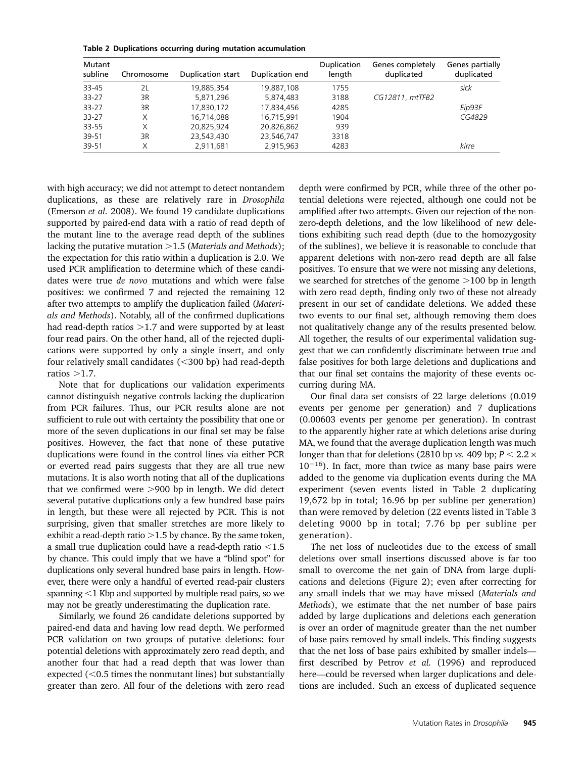**Table 2 Duplications occurring during mutation accumulation**

| Mutant subline | Chromosome | Duplication start | Duplication end | Duplication length | Genes completely duplicated | Genes partially duplicated |
|---|---|---|---|---|---|---|
| 33-45 | 2L | 19,885,354 | 19,887,108 | 1755 | | *sick* |
| 33-27 | 3R | 5,871,296 | 5,874,483 | 3188 | *CG12811*, *mtTFB2* | |
| 33-27 | 3R | 17,830,172 | 17,834,456 | 4285 | | *Eip93F* |
| 33-27 | X | 16,714,088 | 16,715,991 | 1904 | | *CG4829* |
| 33-55 | X | 20,825,924 | 20,826,862 | 939 | | |
| 39-51 | 3R | 23,543,430 | 23,546,747 | 3318 | | |
| 39-51 | X | 2,911,681 | 2,915,963 | 4283 | | *kirre* |

with high accuracy; we did not attempt to detect nontandem duplications, as these are relatively rare in *Drosophila* (Emerson *et al.* 2008). We found 19 candidate duplications supported by paired-end data with a ratio of read depth of the mutant line to the average read depth of the sublines lacking the putative mutation >1.5 (*Materials and Methods*); the expectation for this ratio within a duplication is 2.0. We used PCR amplification to determine which of these candidates were true *de novo* mutations and which were false positives: we confirmed 7 and rejected the remaining 12 after two attempts to amplify the duplication failed (*Materials and Methods*). Notably, all of the confirmed duplications had read-depth ratios >1.7 and were supported by at least four read pairs. On the other hand, all of the rejected duplications were supported by only a single insert, and only four relatively small candidates (<300 bp) had read-depth ratios >1.7.

Note that for duplications our validation experiments cannot distinguish negative controls lacking the duplication from PCR failures. Thus, our PCR results alone are not sufficient to rule out with certainty the possibility that one or more of the seven duplications in our final set may be false positives. However, the fact that none of these putative duplications were found in the control lines via either PCR or everted read pairs suggests that they are all true new mutations. It is also worth noting that all of the duplications that we confirmed were >900 bp in length. We did detect several putative duplications only a few hundred base pairs in length, but these were all rejected by PCR. This is not surprising, given that smaller stretches are more likely to exhibit a read-depth ratio >1.5 by chance. By the same token, a small true duplication could have a read-depth ratio <1.5 by chance. This could imply that we have a "blind spot" for duplications only several hundred base pairs in length. However, there were only a handful of everted read-pair clusters spanning <1 Kbp and supported by multiple read pairs, so we may not be greatly underestimating the duplication rate.

Similarly, we found 26 candidate deletions supported by paired-end data and having low read depth. We performed PCR validation on two groups of putative deletions: four potential deletions with approximately zero read depth, and another four that had a read depth that was lower than expected (<0.5 times the nonmutant lines) but substantially greater than zero. All four of the deletions with zero read depth were confirmed by PCR, while three of the other potential deletions were rejected, although one could not be amplified after two attempts. Given our rejection of the nonzero-depth deletions, and the low likelihood of new deletions exhibiting such read depth (due to the homozygosity of the sublines), we believe it is reasonable to conclude that apparent deletions with non-zero read depth are all false positives. To ensure that we were not missing any deletions, we searched for stretches of the genome >100 bp in length with zero read depth, finding only two of these not already present in our set of candidate deletions. We added these two events to our final set, although removing them does not qualitatively change any of the results presented below. All together, the results of our experimental validation suggest that we can confidently discriminate between true and false positives for both large deletions and duplications and that our final set contains the majority of these events occurring during MA.

Our final data set consists of 22 large deletions (0.019 events per genome per generation) and 7 duplications (0.00603 events per genome per generation). In contrast to the apparently higher rate at which deletions arise during MA, we found that the average duplication length was much longer than that for deletions (2810 bp *vs.* 409 bp; $P < 2.2 \times 10^{-16}$). In fact, more than twice as many base pairs were added to the genome via duplication events during the MA experiment (seven events listed in Table 2 duplicating 19,672 bp in total; 16.96 bp per subline per generation) than were removed by deletion (22 events listed in Table 3 deleting 9000 bp in total; 7.76 bp per subline per generation).

The net loss of nucleotides due to the excess of small deletions over small insertions discussed above is far too small to overcome the net gain of DNA from large duplications and deletions (Figure 2); even after correcting for any small indels that we may have missed (*Materials and Methods*), we estimate that the net number of base pairs added by large duplications and deletions each generation is over an order of magnitude greater than the net number of base pairs removed by small indels. This finding suggests that the net loss of base pairs exhibited by smaller indels—first described by Petrov *et al.* (1996) and reproduced here—could be reversed when larger duplications and deletions are included. Such an excess of duplicated sequence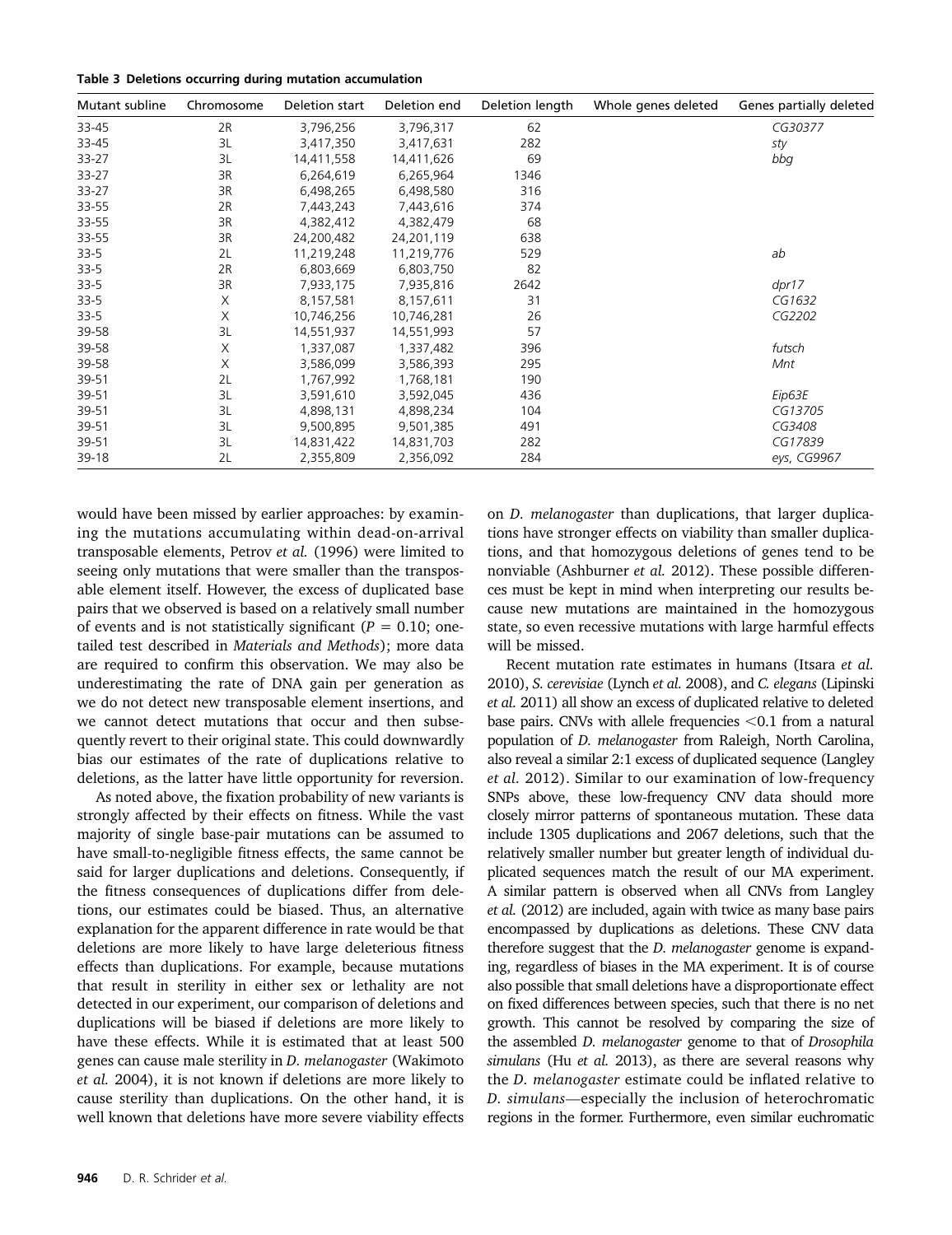**Table 3 Deletions occurring during mutation accumulation**

| Mutant subline | Chromosome | Deletion start | Deletion end | Deletion length | Whole genes deleted | Genes partially deleted |
|---|---|---|---|---|---|---|
| 33-45 | 2R | 3,796,256 | 3,796,317 | 62 | | *CG30377* |
| 33-45 | 3L | 3,417,350 | 3,417,631 | 282 | | *sty* |
| 33-27 | 3L | 14,411,558 | 14,411,626 | 69 | | *bbg* |
| 33-27 | 3R | 6,264,619 | 6,265,964 | 1346 | | |
| 33-27 | 3R | 6,498,265 | 6,498,580 | 316 | | |
| 33-55 | 2R | 7,443,243 | 7,443,616 | 374 | | |
| 33-55 | 3R | 4,382,412 | 4,382,479 | 68 | | |
| 33-55 | 3R | 24,200,482 | 24,201,119 | 638 | | |
| 33-5 | 2L | 11,219,248 | 11,219,776 | 529 | | *ab* |
| 33-5 | 2R | 6,803,669 | 6,803,750 | 82 | | |
| 33-5 | 3R | 7,933,175 | 7,935,816 | 2642 | | *dpr17* |
| 33-5 | X | 8,157,581 | 8,157,611 | 31 | | *CG1632* |
| 33-5 | X | 10,746,256 | 10,746,281 | 26 | | *CG2202* |
| 39-58 | 3L | 14,551,937 | 14,551,993 | 57 | | |
| 39-58 | X | 1,337,087 | 1,337,482 | 396 | | *futsch* |
| 39-58 | X | 3,586,099 | 3,586,393 | 295 | | *Mnt* |
| 39-51 | 2L | 1,767,992 | 1,768,181 | 190 | | |
| 39-51 | 3L | 3,591,610 | 3,592,045 | 436 | | *Eip63E* |
| 39-51 | 3L | 4,898,131 | 4,898,234 | 104 | | *CG13705* |
| 39-51 | 3L | 9,500,895 | 9,501,385 | 491 | | *CG3408* |
| 39-51 | 3L | 14,831,422 | 14,831,703 | 282 | | *CG17839* |
| 39-18 | 2L | 2,355,809 | 2,356,092 | 284 | | *eys, CG9967* |

would have been missed by earlier approaches: by examining the mutations accumulating within dead-on-arrival transposable elements, Petrov *et al.* (1996) were limited to seeing only mutations that were smaller than the transposable element itself. However, the excess of duplicated base pairs that we observed is based on a relatively small number of events and is not statistically significant ($P = 0.10$; one-tailed test described in *Materials and Methods*); more data are required to confirm this observation. We may also be underestimating the rate of DNA gain per generation as we do not detect new transposable element insertions, and we cannot detect mutations that occur and then subsequently revert to their original state. This could downwardly bias our estimates of the rate of duplications relative to deletions, as the latter have little opportunity for reversion.

As noted above, the fixation probability of new variants is strongly affected by their effects on fitness. While the vast majority of single base-pair mutations can be assumed to have small-to-negligible fitness effects, the same cannot be said for larger duplications and deletions. Consequently, if the fitness consequences of duplications differ from deletions, our estimates could be biased. Thus, an alternative explanation for the apparent difference in rate would be that deletions are more likely to have large deleterious fitness effects than duplications. For example, because mutations that result in sterility in either sex or lethality are not detected in our experiment, our comparison of deletions and duplications will be biased if deletions are more likely to have these effects. While it is estimated that at least 500 genes can cause male sterility in *D. melanogaster* (Wakimoto *et al.* 2004), it is not known if deletions are more likely to cause sterility than duplications. On the other hand, it is well known that deletions have more severe viability effects on *D. melanogaster* than duplications, that larger duplications have stronger effects on viability than smaller duplications, and that homozygous deletions of genes tend to be nonviable (Ashburner *et al.* 2012). These possible differences must be kept in mind when interpreting our results because new mutations are maintained in the homozygous state, so even recessive mutations with large harmful effects will be missed.

Recent mutation rate estimates in humans (Itsara *et al.* 2010), *S. cerevisiae* (Lynch *et al.* 2008), and *C. elegans* (Lipinski *et al.* 2011) all show an excess of duplicated relative to deleted base pairs. CNVs with allele frequencies $<0.1$ from a natural population of *D. melanogaster* from Raleigh, North Carolina, also reveal a similar 2:1 excess of duplicated sequence (Langley *et al.* 2012). Similar to our examination of low-frequency SNPs above, these low-frequency CNV data should more closely mirror patterns of spontaneous mutation. These data include 1305 duplications and 2067 deletions, such that the relatively smaller number but greater length of individual duplicated sequences match the result of our MA experiment. A similar pattern is observed when all CNVs from Langley *et al.* (2012) are included, again with twice as many base pairs encompassed by duplications as deletions. These CNV data therefore suggest that the *D. melanogaster* genome is expanding, regardless of biases in the MA experiment. It is of course also possible that small deletions have a disproportionate effect on fixed differences between species, such that there is no net growth. This cannot be resolved by comparing the size of the assembled *D. melanogaster* genome to that of *Drosophila simulans* (Hu *et al.* 2013), as there are several reasons why the *D. melanogaster* estimate could be inflated relative to *D. simulans*—especially the inclusion of heterochromatic regions in the former. Furthermore, even similar euchromatic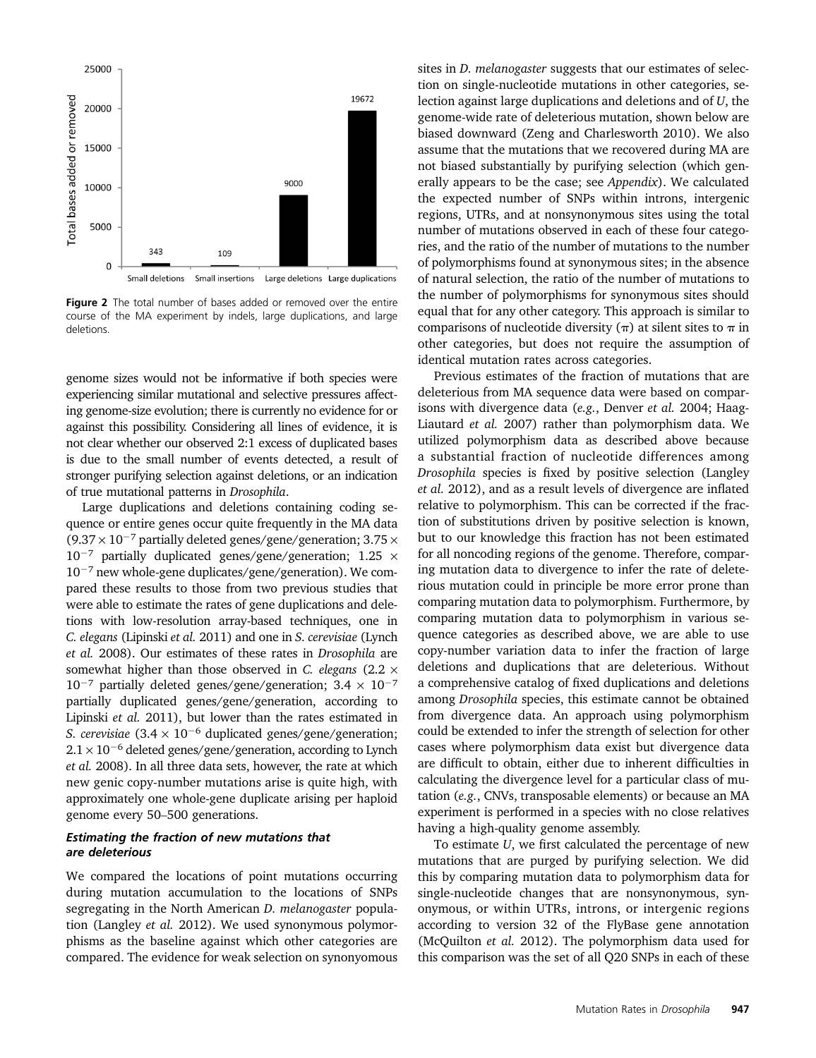**Figure 2** The total number of bases added or removed over the entire course of the MA experiment by indels, large duplications, and large deletions.

genome sizes would not be informative if both species were experiencing similar mutational and selective pressures affecting genome-size evolution; there is currently no evidence for or against this possibility. Considering all lines of evidence, it is not clear whether our observed 2:1 excess of duplicated bases is due to the small number of events detected, a result of stronger purifying selection against deletions, or an indication of true mutational patterns in *Drosophila*.

Large duplications and deletions containing coding sequence or entire genes occur quite frequently in the MA data ($9.37 \times 10^{-7}$ partially deleted genes/gene/generation; $3.75 \times 10^{-7}$ partially duplicated genes/gene/generation; $1.25 \times 10^{-7}$ new whole-gene duplicates/gene/generation). We compared these results to those from two previous studies that were able to estimate the rates of gene duplications and deletions with low-resolution array-based techniques, one in *C. elegans* (Lipinski *et al.* 2011) and one in *S. cerevisiae* (Lynch *et al.* 2008). Our estimates of these rates in *Drosophila* are somewhat higher than those observed in *C. elegans* ($2.2 \times 10^{-7}$ partially deleted genes/gene/generation; $3.4 \times 10^{-7}$ partially duplicated genes/gene/generation, according to Lipinski *et al.* 2011), but lower than the rates estimated in *S. cerevisiae* ($3.4 \times 10^{-6}$ duplicated genes/gene/generation; $2.1 \times 10^{-6}$ deleted genes/gene/generation, according to Lynch *et al.* 2008). In all three data sets, however, the rate at which new genic copy-number mutations arise is quite high, with approximately one whole-gene duplicate arising per haploid genome every 50–500 generations.

### *Estimating the fraction of new mutations that are deleterious*

We compared the locations of point mutations occurring during mutation accumulation to the locations of SNPs segregating in the North American *D. melanogaster* population (Langley *et al.* 2012). We used synonymous polymorphisms as the baseline against which other categories are compared. The evidence for weak selection on synonymous sites in *D. melanogaster* suggests that our estimates of selection on single-nucleotide mutations in other categories, selection against large duplications and deletions and of *U*, the genome-wide rate of deleterious mutation, shown below are biased downward (Zeng and Charlesworth 2010). We also assume that the mutations that we recovered during MA are not biased substantially by purifying selection (which generally appears to be the case; see *Appendix*). We calculated the expected number of SNPs within introns, intergenic regions, UTRs, and at nonsynonymous sites using the total number of mutations observed in each of these four categories, and the ratio of the number of mutations to the number of polymorphisms found at synonymous sites; in the absence of natural selection, the ratio of the number of mutations to the number of polymorphisms for synonymous sites should equal that for any other category. This approach is similar to comparisons of nucleotide diversity ($\pi$) at silent sites to $\pi$ in other categories, but does not require the assumption of identical mutation rates across categories.

Previous estimates of the fraction of mutations that are deleterious from MA sequence data were based on comparisons with divergence data (*e.g.*, Denver *et al.* 2004; Haag-Liautard *et al.* 2007) rather than polymorphism data. We utilized polymorphism data as described above because a substantial fraction of nucleotide differences among *Drosophila* species is fixed by positive selection (Langley *et al.* 2012), and as a result levels of divergence are inflated relative to polymorphism. This can be corrected if the fraction of substitutions driven by positive selection is known, but to our knowledge this fraction has not been estimated for all noncoding regions of the genome. Therefore, comparing mutation data to divergence to infer the rate of deleterious mutation could in principle be more error prone than comparing mutation data to polymorphism. Furthermore, by comparing mutation data to polymorphism in various sequence categories as described above, we are able to use copy-number variation data to infer the fraction of large deletions and duplications that are deleterious. Without a comprehensive catalog of fixed duplications and deletions among *Drosophila* species, this estimate cannot be obtained from divergence data. An approach using polymorphism could be extended to infer the strength of selection for other cases where polymorphism data exist but divergence data are difficult to obtain, either due to inherent difficulties in calculating the divergence level for a particular class of mutation (*e.g.*, CNVs, transposable elements) or because an MA experiment is performed in a species with no close relatives having a high-quality genome assembly.

To estimate *U*, we first calculated the percentage of new mutations that are purged by purifying selection. We did this by comparing mutation data to polymorphism data for single-nucleotide changes that are nonsynonymous, synonymous, or within UTRs, introns, or intergenic regions according to version 32 of the FlyBase gene annotation (McQuilton *et al.* 2012). The polymorphism data used for this comparison was the set of all Q20 SNPs in each of these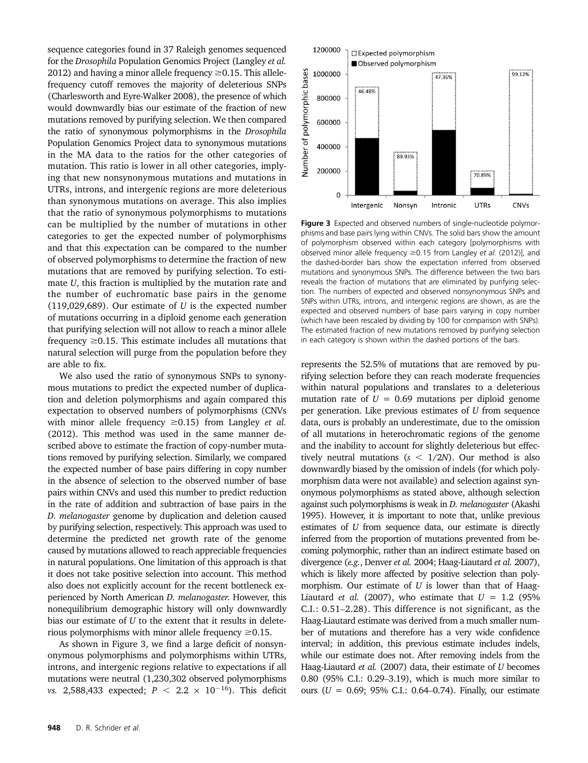sequence categories found in 37 Raleigh genomes sequenced for the *Drosophila* Population Genomics Project (Langley *et al.* 2012) and having a minor allele frequency ≥0.15. This allele-frequency cutoff removes the majority of deleterious SNPs (Charlesworth and Eyre-Walker 2008), the presence of which would downwardly bias our estimate of the fraction of new mutations removed by purifying selection. We then compared the ratio of synonymous polymorphisms in the *Drosophila* Population Genomics Project data to synonymous mutations in the MA data to the ratios for the other categories of mutation. This ratio is lower in all other categories, implying that new nonsynonymous mutations and mutations in UTRs, introns, and intergenic regions are more deleterious than synonymous mutations on average. This also implies that the ratio of synonymous polymorphisms to mutations can be multiplied by the number of mutations in other categories to get the expected number of polymorphisms and that this expectation can be compared to the number of observed polymorphisms to determine the fraction of new mutations that are removed by purifying selection. To estimate $U$, this fraction is multiplied by the mutation rate and the number of euchromatic base pairs in the genome (119,029,689). Our estimate of $U$ is the expected number of mutations occurring in a diploid genome each generation that purifying selection will not allow to reach a minor allele frequency ≥0.15. This estimate includes all mutations that natural selection will purge from the population before they are able to fix.

We also used the ratio of synonymous SNPs to synonymous mutations to predict the expected number of duplication and deletion polymorphisms and again compared this expectation to observed numbers of polymorphisms (CNVs with minor allele frequency ≥0.15) from Langley *et al.* (2012). This method was used in the same manner described above to estimate the fraction of copy-number mutations removed by purifying selection. Similarly, we compared the expected number of base pairs differing in copy number in the absence of selection to the observed number of base pairs within CNVs and used this number to predict reduction in the rate of addition and subtraction of base pairs in the *D. melanogaster* genome by duplication and deletion caused by purifying selection, respectively. This approach was used to determine the predicted net growth rate of the genome caused by mutations allowed to reach appreciable frequencies in natural populations. One limitation of this approach is that it does not take positive selection into account. This method also does not explicitly account for the recent bottleneck experienced by North American *D. melanogaster*. However, this nonequilibrium demographic history will only downwardly bias our estimate of $U$ to the extent that it results in deleterious polymorphisms with minor allele frequency ≥0.15.

As shown in Figure 3, we find a large deficit of nonsynonymous polymorphisms and polymorphisms within UTRs, introns, and intergenic regions relative to expectations if all mutations were neutral (1,230,302 observed polymorphisms *vs.* 2,588,433 expected; $P < 2.2 \times 10^{-16}$). This deficit represents the 52.5% of mutations that are removed by purifying selection before they can reach moderate frequencies within natural populations and translates to a deleterious mutation rate of $U = 0.69$ mutations per diploid genome per generation. Like previous estimates of $U$ from sequence data, ours is probably an underestimate, due to the omission of all mutations in heterochromatic regions of the genome and the inability to account for slightly deleterious but effectively neutral mutations ($s < 1/2N$). Our method is also downwardly biased by the omission of indels (for which polymorphism data were not available) and selection against synonymous polymorphisms as stated above, although selection against such polymorphisms is weak in *D. melanogaster* (Akashi 1995). However, it is important to note that, unlike previous estimates of $U$ from sequence data, our estimate is directly inferred from the proportion of mutations prevented from becoming polymorphic, rather than an indirect estimate based on divergence (*e.g.*, Denver *et al.* 2004; Haag-Liautard *et al.* 2007), which is likely more affected by positive selection than polymorphism. Our estimate of $U$ is lower than that of Haag-Liautard *et al.* (2007), who estimate that $U = 1.2$ (95% C.I.: 0.51–2.28). This difference is not significant, as the Haag-Liautard estimate was derived from a much smaller number of mutations and therefore has a very wide confidence interval; in addition, this previous estimate includes indels, while our estimate does not. After removing indels from the Haag-Liautard *et al.* (2007) data, their estimate of $U$ becomes 0.80 (95% C.I.: 0.29–3.19), which is much more similar to ours ($U = 0.69$; 95% C.I.: 0.64–0.74). Finally, our estimate

**Figure 3** Expected and observed numbers of single-nucleotide polymorphisms and base pairs lying within CNVs. The solid bars show the amount of polymorphism observed within each category [polymorphisms with observed minor allele frequency ≥0.15 from Langley *et al.* (2012)], and the dashed-border bars show the expectation inferred from observed mutations and synonymous SNPs. The difference between the two bars reveals the fraction of mutations that are eliminated by purifying selection. The numbers of expected and observed nonsynonymous SNPs and SNPs within UTRs, introns, and intergenic regions are shown, as are the expected and observed numbers of base pairs varying in copy number (which have been rescaled by dividing by 100 for comparison with SNPs). The estimated fraction of new mutations removed by purifying selection in each category is shown within the dashed portions of the bars.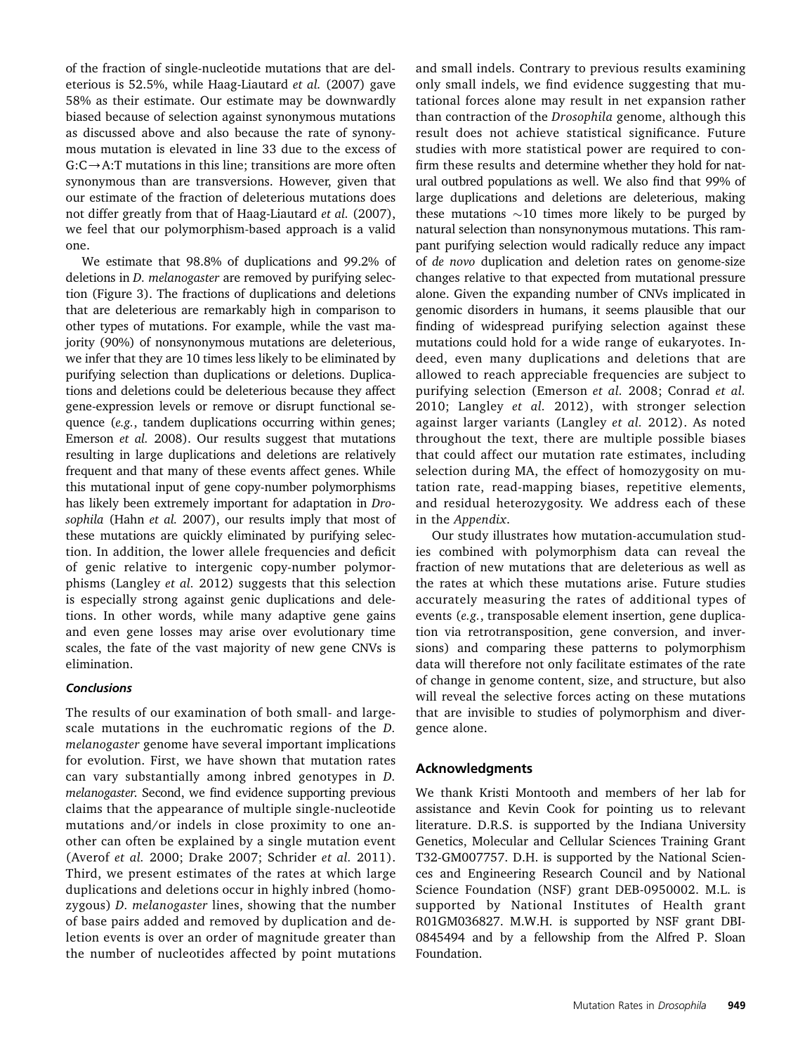of the fraction of single-nucleotide mutations that are deleterious is 52.5%, while Haag-Liautard *et al.* (2007) gave 58% as their estimate. Our estimate may be downwardly biased because of selection against synonymous mutations as discussed above and also because the rate of synonymous mutation is elevated in line 33 due to the excess of G:C→A:T mutations in this line; transitions are more often synonymous than are transversions. However, given that our estimate of the fraction of deleterious mutations does not differ greatly from that of Haag-Liautard *et al.* (2007), we feel that our polymorphism-based approach is a valid one.

We estimate that 98.8% of duplications and 99.2% of deletions in *D. melanogaster* are removed by purifying selection (Figure 3). The fractions of duplications and deletions that are deleterious are remarkably high in comparison to other types of mutations. For example, while the vast majority (90%) of nonsynonymous mutations are deleterious, we infer that they are 10 times less likely to be eliminated by purifying selection than duplications or deletions. Duplications and deletions could be deleterious because they affect gene-expression levels or remove or disrupt functional sequence (*e.g.*, tandem duplications occurring within genes; Emerson *et al.* 2008). Our results suggest that mutations resulting in large duplications and deletions are relatively frequent and that many of these events affect genes. While this mutational input of gene copy-number polymorphisms has likely been extremely important for adaptation in *Drosophila* (Hahn *et al.* 2007), our results imply that most of these mutations are quickly eliminated by purifying selection. In addition, the lower allele frequencies and deficit of genic relative to intergenic copy-number polymorphisms (Langley *et al.* 2012) suggests that this selection is especially strong against genic duplications and deletions. In other words, while many adaptive gene gains and even gene losses may arise over evolutionary time scales, the fate of the vast majority of new gene CNVs is elimination.

### Conclusions

The results of our examination of both small- and large-scale mutations in the euchromatic regions of the *D. melanogaster* genome have several important implications for evolution. First, we have shown that mutation rates can vary substantially among inbred genotypes in *D. melanogaster*. Second, we find evidence supporting previous claims that the appearance of multiple single-nucleotide mutations and/or indels in close proximity to one another can often be explained by a single mutation event (Averof *et al.* 2000; Drake 2007; Schrider *et al.* 2011). Third, we present estimates of the rates at which large duplications and deletions occur in highly inbred (homozygous) *D. melanogaster* lines, showing that the number of base pairs added and removed by duplication and deletion events is over an order of magnitude greater than the number of nucleotides affected by point mutations and small indels. Contrary to previous results examining only small indels, we find evidence suggesting that mutational forces alone may result in net expansion rather than contraction of the *Drosophila* genome, although this result does not achieve statistical significance. Future studies with more statistical power are required to confirm these results and determine whether they hold for natural outbred populations as well. We also find that 99% of large duplications and deletions are deleterious, making these mutations ~10 times more likely to be purged by natural selection than nonsynonymous mutations. This rampant purifying selection would radically reduce any impact of *de novo* duplication and deletion rates on genome-size changes relative to that expected from mutational pressure alone. Given the expanding number of CNVs implicated in genomic disorders in humans, it seems plausible that our finding of widespread purifying selection against these mutations could hold for a wide range of eukaryotes. Indeed, even many duplications and deletions that are allowed to reach appreciable frequencies are subject to purifying selection (Emerson *et al.* 2008; Conrad *et al.* 2010; Langley *et al.* 2012), with stronger selection against larger variants (Langley *et al.* 2012). As noted throughout the text, there are multiple possible biases that could affect our mutation rate estimates, including selection during MA, the effect of homozygosity on mutation rate, read-mapping biases, repetitive elements, and residual heterozygosity. We address each of these in the *Appendix*.

Our study illustrates how mutation-accumulation studies combined with polymorphism data can reveal the fraction of new mutations that are deleterious as well as the rates at which these mutations arise. Future studies accurately measuring the rates of additional types of events (*e.g.*, transposable element insertion, gene duplication via retrotransposition, gene conversion, and inversions) and comparing these patterns to polymorphism data will therefore not only facilitate estimates of the rate of change in genome content, size, and structure, but also will reveal the selective forces acting on these mutations that are invisible to studies of polymorphism and divergence alone.

## Acknowledgments

We thank Kristi Montooth and members of her lab for assistance and Kevin Cook for pointing us to relevant literature. D.R.S. is supported by the Indiana University Genetics, Molecular and Cellular Sciences Training Grant T32-GM007757. D.H. is supported by the National Sciences and Engineering Research Council and by National Science Foundation (NSF) grant DEB-0950002. M.L. is supported by National Institutes of Health grant R01GM036827. M.W.H. is supported by NSF grant DBI-0845494 and by a fellowship from the Alfred P. Sloan Foundation.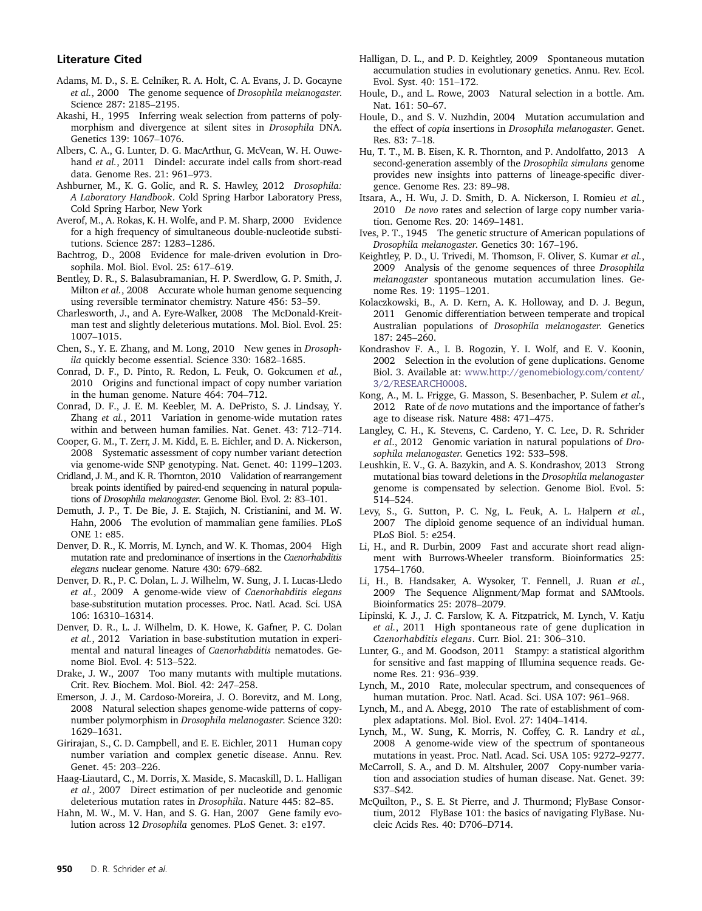## Literature Cited

Adams, M. D., S. E. Celniker, R. A. Holt, C. A. Evans, J. D. Gocayne *et al.*, 2000 The genome sequence of *Drosophila melanogaster*. Science 287: 2185–2195.

Akashi, H., 1995 Inferring weak selection from patterns of polymorphism and divergence at silent sites in *Drosophila* DNA. Genetics 139: 1067–1076.

Albers, C. A., G. Lunter, D. G. MacArthur, G. McVean, W. H. Ouwehand *et al.*, 2011 Dindel: accurate indel calls from short-read data. Genome Res. 21: 961–973.

Ashburner, M., K. G. Golic, and R. S. Hawley, 2012 *Drosophila: A Laboratory Handbook*. Cold Spring Harbor Laboratory Press, Cold Spring Harbor, New York

Averof, M., A. Rokas, K. H. Wolfe, and P. M. Sharp, 2000 Evidence for a high frequency of simultaneous double-nucleotide substitutions. Science 287: 1283–1286.

Bachtrog, D., 2008 Evidence for male-driven evolution in Drosophila. Mol. Biol. Evol. 25: 617–619.

Bentley, D. R., S. Balasubramanian, H. P. Swerdlow, G. P. Smith, J. Milton *et al.*, 2008 Accurate whole human genome sequencing using reversible terminator chemistry. Nature 456: 53–59.

Charlesworth, J., and A. Eyre-Walker, 2008 The McDonald-Kreitman test and slightly deleterious mutations. Mol. Biol. Evol. 25: 1007–1015.

Chen, S., Y. E. Zhang, and M. Long, 2010 New genes in *Drosophila* quickly become essential. Science 330: 1682–1685.

Conrad, D. F., D. Pinto, R. Redon, L. Feuk, O. Gokcumen *et al.*, 2010 Origins and functional impact of copy number variation in the human genome. Nature 464: 704–712.

Conrad, D. F., J. E. M. Keebler, M. A. DePristo, S. J. Lindsay, Y. Zhang *et al.*, 2011 Variation in genome-wide mutation rates within and between human families. Nat. Genet. 43: 712–714.

Cooper, G. M., T. Zerr, J. M. Kidd, E. E. Eichler, and D. A. Nickerson, 2008 Systematic assessment of copy number variant detection via genome-wide SNP genotyping. Nat. Genet. 40: 1199–1203.

Cridland, J. M., and K. R. Thornton, 2010 Validation of rearrangement break points identified by paired-end sequencing in natural populations of *Drosophila melanogaster*. Genome Biol. Evol. 2: 83–101.

Demuth, J. P., T. De Bie, J. E. Stajich, N. Cristianini, and M. W. Hahn, 2006 The evolution of mammalian gene families. PLoS ONE 1: e85.

Denver, D. R., K. Morris, M. Lynch, and W. K. Thomas, 2004 High mutation rate and predominance of insertions in the *Caenorhabditis elegans* nuclear genome. Nature 430: 679–682.

Denver, D. R., P. C. Dolan, L. J. Wilhelm, W. Sung, J. I. Lucas-Lledo *et al.*, 2009 A genome-wide view of *Caenorhabditis elegans* base-substitution mutation processes. Proc. Natl. Acad. Sci. USA 106: 16310–16314.

Denver, D. R., L. J. Wilhelm, D. K. Howe, K. Gafner, P. C. Dolan *et al.*, 2012 Variation in base-substitution mutation in experimental and natural lineages of *Caenorhabditis* nematodes. Genome Biol. Evol. 4: 513–522.

Drake, J. W., 2007 Too many mutants with multiple mutations. Crit. Rev. Biochem. Mol. Biol. 42: 247–258.

Emerson, J. J., M. Cardoso-Moreira, J. O. Borevitz, and M. Long, 2008 Natural selection shapes genome-wide patterns of copy-number polymorphism in *Drosophila melanogaster*. Science 320: 1629–1631.

Girirajan, S., C. D. Campbell, and E. E. Eichler, 2011 Human copy number variation and complex genetic disease. Annu. Rev. Genet. 45: 203–226.

Haag-Liautard, C., M. Dorris, X. Maside, S. Macaskill, D. L. Halligan *et al.*, 2007 Direct estimation of per nucleotide and genomic deleterious mutation rates in *Drosophila*. Nature 445: 82–85.

Hahn, M. W., M. V. Han, and S. G. Han, 2007 Gene family evolution across 12 *Drosophila* genomes. PLoS Genet. 3: e197.

Halligan, D. L., and P. D. Keightley, 2009 Spontaneous mutation accumulation studies in evolutionary genetics. Annu. Rev. Ecol. Evol. Syst. 40: 151–172.

Houle, D., and L. Rowe, 2003 Natural selection in a bottle. Am. Nat. 161: 50–67.

Houle, D., and S. V. Nuzhdin, 2004 Mutation accumulation and the effect of *copia* insertions in *Drosophila melanogaster*. Genet. Res. 83: 7–18.

Hu, T. T., M. B. Eisen, K. R. Thornton, and P. Andolfatto, 2013 A second-generation assembly of the *Drosophila simulans* genome provides new insights into patterns of lineage-specific divergence. Genome Res. 23: 89–98.

Itsara, A., H. Wu, J. D. Smith, D. A. Nickerson, I. Romieu *et al.*, 2010 *De novo* rates and selection of large copy number variation. Genome Res. 20: 1469–1481.

Ives, P. T., 1945 The genetic structure of American populations of *Drosophila melanogaster*. Genetics 30: 167–196.

Keightley, P. D., U. Trivedi, M. Thomson, F. Oliver, S. Kumar *et al.*, 2009 Analysis of the genome sequences of three *Drosophila melanogaster* spontaneous mutation accumulation lines. Genome Res. 19: 1195–1201.

Kolaczkowski, B., A. D. Kern, A. K. Holloway, and D. J. Begun, 2011 Genomic differentiation between temperate and tropical Australian populations of *Drosophila melanogaster*. Genetics 187: 245–260.

Kondrashov F. A., I. B. Rogozin, Y. I. Wolf, and E. V. Koonin, 2002 Selection in the evolution of gene duplications. Genome Biol. 3. Available at: www.http://genomebiology.com/content/3/2/RESEARCH0008.

Kong, A., M. L. Frigge, G. Masson, S. Besenbacher, P. Sulem *et al.*, 2012 Rate of *de novo* mutations and the importance of father's age to disease risk. Nature 488: 471–475.

Langley, C. H., K. Stevens, C. Cardeno, Y. C. Lee, D. R. Schrider *et al.*, 2012 Genomic variation in natural populations of *Drosophila melanogaster*. Genetics 192: 533–598.

Leushkin, E. V., G. A. Bazykin, and A. S. Kondrashov, 2013 Strong mutational bias toward deletions in the *Drosophila melanogaster* genome is compensated by selection. Genome Biol. Evol. 5: 514–524.

Levy, S., G. Sutton, P. C. Ng, L. Feuk, A. L. Halpern *et al.*, 2007 The diploid genome sequence of an individual human. PLoS Biol. 5: e254.

Li, H., and R. Durbin, 2009 Fast and accurate short read alignment with Burrows-Wheeler transform. Bioinformatics 25: 1754–1760.

Li, H., B. Handsaker, A. Wysoker, T. Fennell, J. Ruan *et al.*, 2009 The Sequence Alignment/Map format and SAMtools. Bioinformatics 25: 2078–2079.

Lipinski, K. J., J. C. Farslow, K. A. Fitzpatrick, M. Lynch, V. Katju *et al.*, 2011 High spontaneous rate of gene duplication in *Caenorhabditis elegans*. Curr. Biol. 21: 306–310.

Lunter, G., and M. Goodson, 2011 Stampy: a statistical algorithm for sensitive and fast mapping of Illumina sequence reads. Genome Res. 21: 936–939.

Lynch, M., 2010 Rate, molecular spectrum, and consequences of human mutation. Proc. Natl. Acad. Sci. USA 107: 961–968.

Lynch, M., and A. Abegg, 2010 The rate of establishment of complex adaptations. Mol. Biol. Evol. 27: 1404–1414.

Lynch, M., W. Sung, K. Morris, N. Coffey, C. R. Landry *et al.*, 2008 A genome-wide view of the spectrum of spontaneous mutations in yeast. Proc. Natl. Acad. Sci. USA 105: 9272–9277.

McCarroll, S. A., and D. M. Altshuler, 2007 Copy-number variation and association studies of human disease. Nat. Genet. 39: S37–S42.

McQuilton, P., S. E. St Pierre, and J. Thurmond; FlyBase Consortium, 2012 FlyBase 101: the basics of navigating FlyBase. Nucleic Acids Res. 40: D706–D714.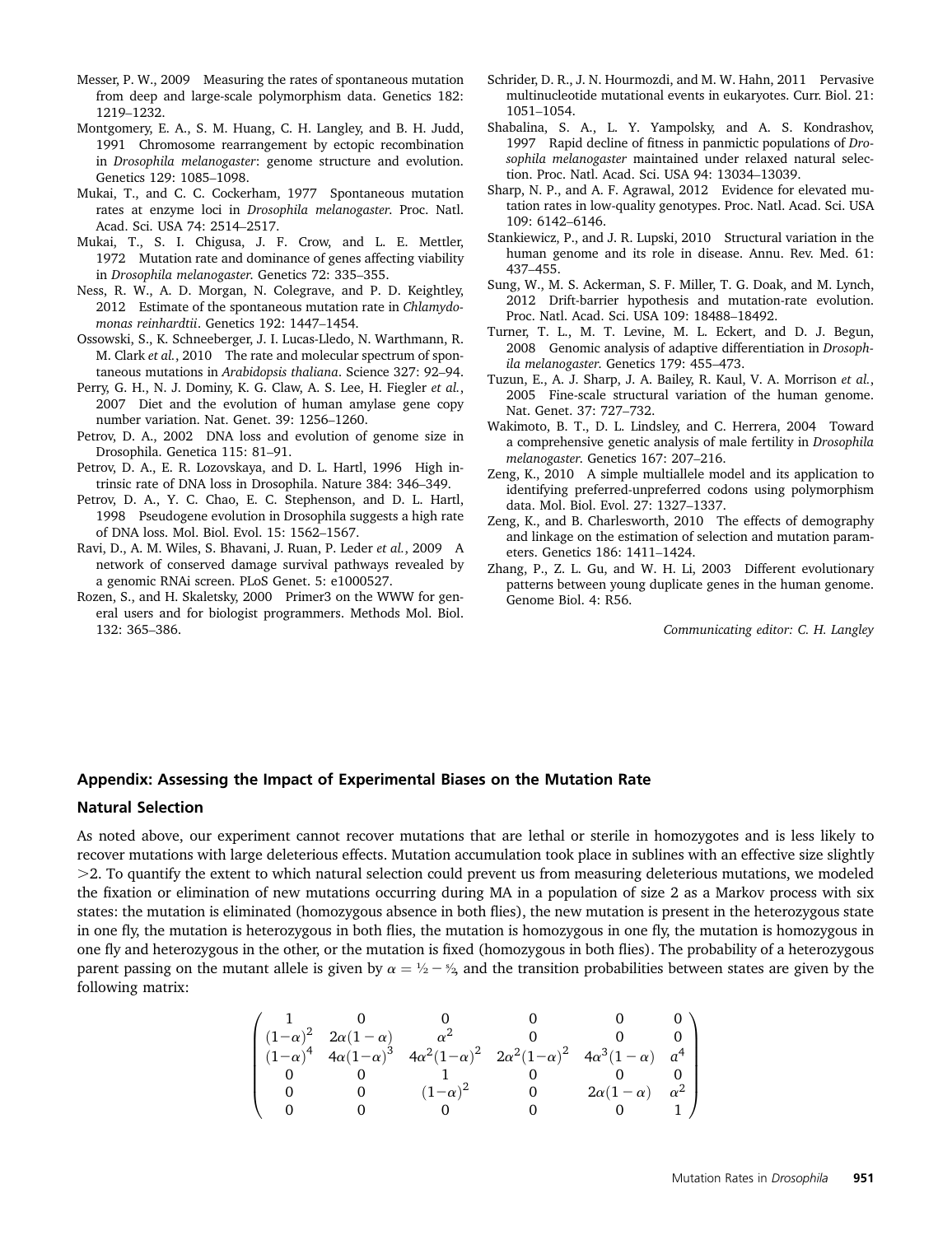Messer, P. W., 2009 Measuring the rates of spontaneous mutation from deep and large-scale polymorphism data. Genetics 182: 1219–1232.

Montgomery, E. A., S. M. Huang, C. H. Langley, and B. H. Judd, 1991 Chromosome rearrangement by ectopic recombination in *Drosophila melanogaster*: genome structure and evolution. Genetics 129: 1085–1098.

Mukai, T., and C. C. Cockerham, 1977 Spontaneous mutation rates at enzyme loci in *Drosophila melanogaster*. Proc. Natl. Acad. Sci. USA 74: 2514–2517.

Mukai, T., S. I. Chigusa, J. F. Crow, and L. E. Mettler, 1972 Mutation rate and dominance of genes affecting viability in *Drosophila melanogaster.* Genetics 72: 335–355.

Ness, R. W., A. D. Morgan, N. Colegrave, and P. D. Keightley, 2012 Estimate of the spontaneous mutation rate in *Chlamydomonas reinhardtii*. Genetics 192: 1447–1454.

Ossowski, S., K. Schneeberger, J. I. Lucas-Lledo, N. Warthmann, R. M. Clark *et al.*, 2010 The rate and molecular spectrum of spontaneous mutations in *Arabidopsis thaliana*. Science 327: 92–94.

Perry, G. H., N. J. Dominy, K. G. Claw, A. S. Lee, H. Fiegler *et al.*, 2007 Diet and the evolution of human amylase gene copy number variation. Nat. Genet. 39: 1256–1260.

Petrov, D. A., 2002 DNA loss and evolution of genome size in Drosophila. Genetica 115: 81–91.

Petrov, D. A., E. R. Lozovskaya, and D. L. Hartl, 1996 High intrinsic rate of DNA loss in Drosophila. Nature 384: 346–349.

Petrov, D. A., Y. C. Chao, E. C. Stephenson, and D. L. Hartl, 1998 Pseudogene evolution in Drosophila suggests a high rate of DNA loss. Mol. Biol. Evol. 15: 1562–1567.

Ravi, D., A. M. Wiles, S. Bhavani, J. Ruan, P. Leder *et al.*, 2009 A network of conserved damage survival pathways revealed by a genomic RNAi screen. PLoS Genet. 5: e1000527.

Rozen, S., and H. Skaletsky, 2000 Primer3 on the WWW for general users and for biologist programmers. Methods Mol. Biol. 132: 365–386.

Schrider, D. R., J. N. Hourmozdi, and M. W. Hahn, 2011 Pervasive multinucleotide mutational events in eukaryotes. Curr. Biol. 21: 1051–1054.

Shabalina, S. A., L. Y. Yampolsky, and A. S. Kondrashov, 1997 Rapid decline of fitness in panmictic populations of *Drosophila melanogaster* maintained under relaxed natural selection. Proc. Natl. Acad. Sci. USA 94: 13034–13039.

Sharp, N. P., and A. F. Agrawal, 2012 Evidence for elevated mutation rates in low-quality genotypes. Proc. Natl. Acad. Sci. USA 109: 6142–6146.

Stankiewicz, P., and J. R. Lupski, 2010 Structural variation in the human genome and its role in disease. Annu. Rev. Med. 61: 437–455.

Sung, W., M. S. Ackerman, S. F. Miller, T. G. Doak, and M. Lynch, 2012 Drift-barrier hypothesis and mutation-rate evolution. Proc. Natl. Acad. Sci. USA 109: 18488–18492.

Turner, T. L., M. T. Levine, M. L. Eckert, and D. J. Begun, 2008 Genomic analysis of adaptive differentiation in *Drosophila melanogaster.* Genetics 179: 455–473.

Tuzun, E., A. J. Sharp, J. A. Bailey, R. Kaul, V. A. Morrison *et al.*, 2005 Fine-scale structural variation of the human genome. Nat. Genet. 37: 727–732.

Wakimoto, B. T., D. L. Lindsley, and C. Herrera, 2004 Toward a comprehensive genetic analysis of male fertility in *Drosophila melanogaster.* Genetics 167: 207–216.

Zeng, K., 2010 A simple multiallele model and its application to identifying preferred-unpreferred codons using polymorphism data. Mol. Biol. Evol. 27: 1327–1337.

Zeng, K., and B. Charlesworth, 2010 The effects of demography and linkage on the estimation of selection and mutation parameters. Genetics 186: 1411–1424.

Zhang, P., Z. L. Gu, and W. H. Li, 2003 Different evolutionary patterns between young duplicate genes in the human genome. Genome Biol. 4: R56.

*Communicating editor: C. H. Langley*

## Appendix: Assessing the Impact of Experimental Biases on the Mutation Rate

### Natural Selection

As noted above, our experiment cannot recover mutations that are lethal or sterile in homozygotes and is less likely to recover mutations with large deleterious effects. Mutation accumulation took place in sublines with an effective size slightly >2. To quantify the extent to which natural selection could prevent us from measuring deleterious mutations, we modeled the fixation or elimination of new mutations occurring during MA in a population of size 2 as a Markov process with six states: the mutation is eliminated (homozygous absence in both flies), the new mutation is present in the heterozygous state in one fly, the mutation is heterozygous in both flies, the mutation is homozygous in one fly, the mutation is homozygous in one fly and heterozygous in the other, or the mutation is fixed (homozygous in both flies). The probability of a heterozygous parent passing on the mutant allele is given by $\alpha = \frac{1}{2} - \frac{s}{2}$, and the transition probabilities between states are given by the following matrix:

$$
\begin{pmatrix}
1 & 0 & 0 & 0 & 0 & 0 \\
(1-\alpha)^2 & 2\alpha(1-\alpha) & \alpha^2 & 0 & 0 & 0 \\
(1-\alpha)^4 & 4\alpha(1-\alpha)^3 & 4\alpha^2(1-\alpha)^2 & 2\alpha^2(1-\alpha)^2 & 4\alpha^3(1-\alpha) & \alpha^4 \\
0 & 0 & 1 & 0 & 0 & 0 \\
0 & 0 & (1-\alpha)^2 & 0 & 2\alpha(1-\alpha) & \alpha^2 \\
0 & 0 & 0 & 0 & 0 & 1
\end{pmatrix}
$$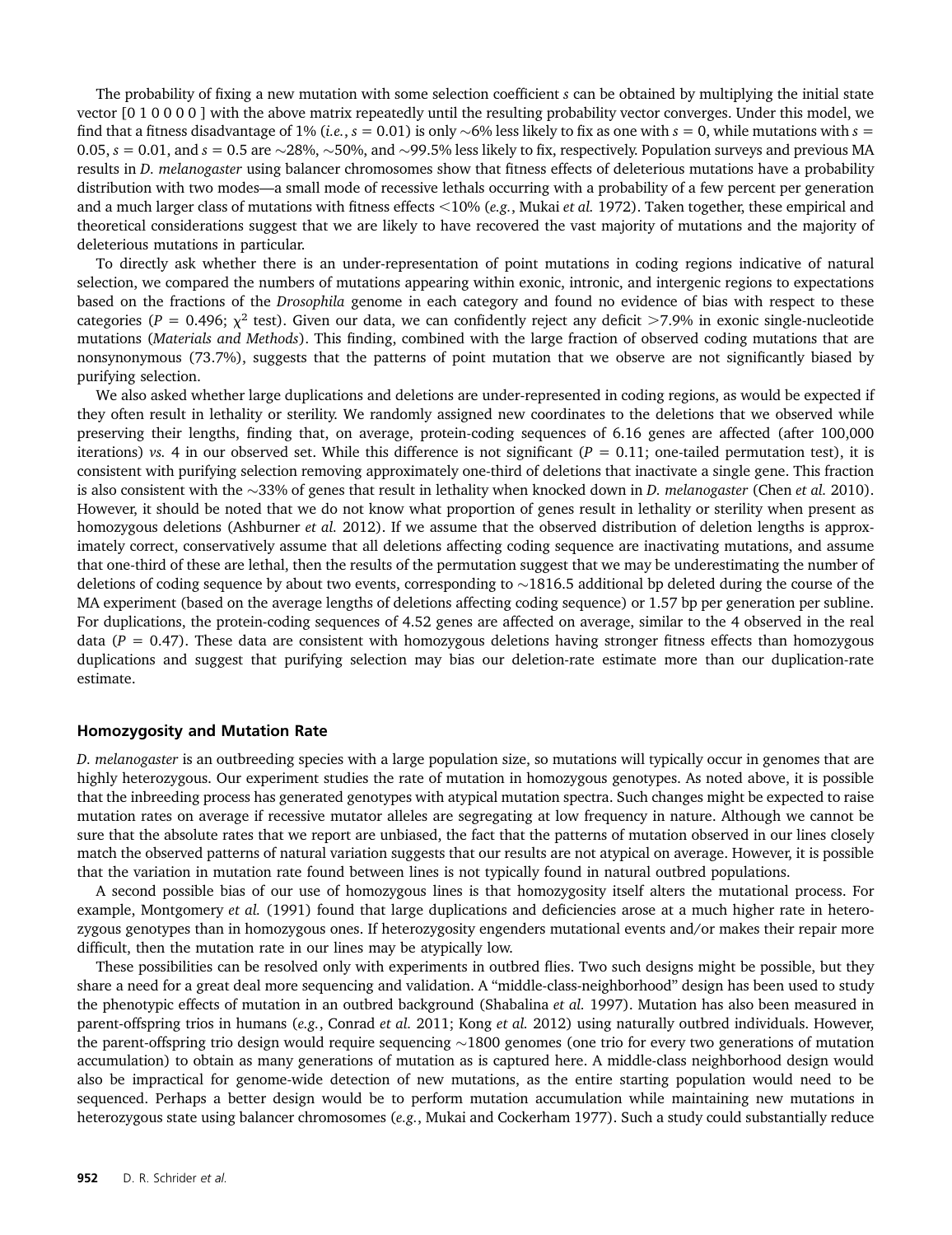The probability of fixing a new mutation with some selection coefficient $s$ can be obtained by multiplying the initial state vector [0 1 0 0 0 0 ] with the above matrix repeatedly until the resulting probability vector converges. Under this model, we find that a fitness disadvantage of 1% (*i.e.*, $s = 0.01$) is only ~6% less likely to fix as one with $s = 0$, while mutations with $s =$ 0.05, $s = 0.01$, and $s = 0.5$ are ~28%, ~50%, and ~99.5% less likely to fix, respectively. Population surveys and previous MA results in *D. melanogaster* using balancer chromosomes show that fitness effects of deleterious mutations have a probability distribution with two modes—a small mode of recessive lethals occurring with a probability of a few percent per generation and a much larger class of mutations with fitness effects <10% (*e.g.*, Mukai *et al.* 1972). Taken together, these empirical and theoretical considerations suggest that we are likely to have recovered the vast majority of mutations and the majority of deleterious mutations in particular.

To directly ask whether there is an under-representation of point mutations in coding regions indicative of natural selection, we compared the numbers of mutations appearing within exonic, intronic, and intergenic regions to expectations based on the fractions of the *Drosophila* genome in each category and found no evidence of bias with respect to these categories ($P = 0.496$; $\chi^2$ test). Given our data, we can confidently reject any deficit >7.9% in exonic single-nucleotide mutations (*Materials and Methods*). This finding, combined with the large fraction of observed coding mutations that are nonsynonymous (73.7%), suggests that the patterns of point mutation that we observe are not significantly biased by purifying selection.

We also asked whether large duplications and deletions are under-represented in coding regions, as would be expected if they often result in lethality or sterility. We randomly assigned new coordinates to the deletions that we observed while preserving their lengths, finding that, on average, protein-coding sequences of 6.16 genes are affected (after 100,000 iterations) *vs.* 4 in our observed set. While this difference is not significant ($P = 0.11$; one-tailed permutation test), it is consistent with purifying selection removing approximately one-third of deletions that inactivate a single gene. This fraction is also consistent with the ~33% of genes that result in lethality when knocked down in *D. melanogaster* (Chen *et al.* 2010). However, it should be noted that we do not know what proportion of genes result in lethality or sterility when present as homozygous deletions (Ashburner *et al.* 2012). If we assume that the observed distribution of deletion lengths is approximately correct, conservatively assume that all deletions affecting coding sequence are inactivating mutations, and assume that one-third of these are lethal, then the results of the permutation suggest that we may be underestimating the number of deletions of coding sequence by about two events, corresponding to ~1816.5 additional bp deleted during the course of the MA experiment (based on the average lengths of deletions affecting coding sequence) or 1.57 bp per generation per subline. For duplications, the protein-coding sequences of 4.52 genes are affected on average, similar to the 4 observed in the real data ($P = 0.47$). These data are consistent with homozygous deletions having stronger fitness effects than homozygous duplications and suggest that purifying selection may bias our deletion-rate estimate more than our duplication-rate estimate.

## Homozygosity and Mutation Rate

*D. melanogaster* is an outbreeding species with a large population size, so mutations will typically occur in genomes that are highly heterozygous. Our experiment studies the rate of mutation in homozygous genotypes. As noted above, it is possible that the inbreeding process has generated genotypes with atypical mutation spectra. Such changes might be expected to raise mutation rates on average if recessive mutator alleles are segregating at low frequency in nature. Although we cannot be sure that the absolute rates that we report are unbiased, the fact that the patterns of mutation observed in our lines closely match the observed patterns of natural variation suggests that our results are not atypical on average. However, it is possible that the variation in mutation rate found between lines is not typically found in natural outbred populations.

A second possible bias of our use of homozygous lines is that homozygosity itself alters the mutational process. For example, Montgomery *et al.* (1991) found that large duplications and deficiencies arose at a much higher rate in heterozygous genotypes than in homozygous ones. If heterozygosity engenders mutational events and/or makes their repair more difficult, then the mutation rate in our lines may be atypically low.

These possibilities can be resolved only with experiments in outbred flies. Two such designs might be possible, but they share a need for a great deal more sequencing and validation. A "middle-class-neighborhood" design has been used to study the phenotypic effects of mutation in an outbred background (Shabalina *et al.* 1997). Mutation has also been measured in parent-offspring trios in humans (*e.g.*, Conrad *et al.* 2011; Kong *et al.* 2012) using naturally outbred individuals. However, the parent-offspring trio design would require sequencing ~1800 genomes (one trio for every two generations of mutation accumulation) to obtain as many generations of mutation as is captured here. A middle-class neighborhood design would also be impractical for genome-wide detection of new mutations, as the entire starting population would need to be sequenced. Perhaps a better design would be to perform mutation accumulation while maintaining new mutations in heterozygous state using balancer chromosomes (*e.g.*, Mukai and Cockerham 1977). Such a study could substantially reduce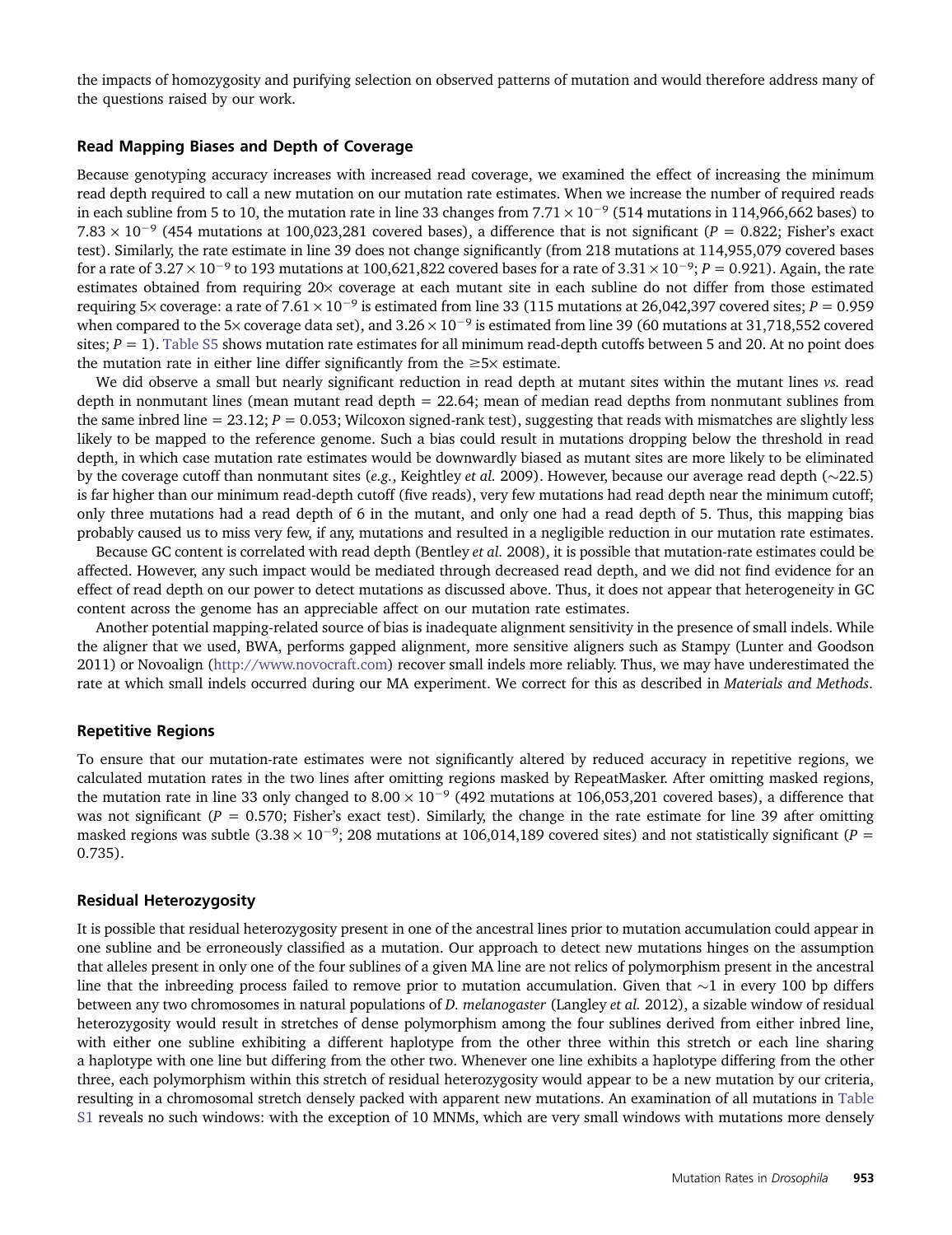the impacts of homozygosity and purifying selection on observed patterns of mutation and would therefore address many of the questions raised by our work.

## Read Mapping Biases and Depth of Coverage

Because genotyping accuracy increases with increased read coverage, we examined the effect of increasing the minimum read depth required to call a new mutation on our mutation rate estimates. When we increase the number of required reads in each subline from 5 to 10, the mutation rate in line 33 changes from $7.71 \times 10^{-9}$ (514 mutations in 114,966,662 bases) to $7.83 \times 10^{-9}$ (454 mutations at 100,023,281 covered bases), a difference that is not significant ($P = 0.822$; Fisher's exact test). Similarly, the rate estimate in line 39 does not change significantly (from 218 mutations at 114,955,079 covered bases for a rate of $3.27 \times 10^{-9}$ to 193 mutations at 100,621,822 covered bases for a rate of $3.31 \times 10^{-9}$; $P = 0.921$). Again, the rate estimates obtained from requiring 20× coverage at each mutant site in each subline do not differ from those estimated requiring 5× coverage: a rate of $7.61 \times 10^{-9}$ is estimated from line 33 (115 mutations at 26,042,397 covered sites; $P = 0.959$ when compared to the 5× coverage data set), and $3.26 \times 10^{-9}$ is estimated from line 39 (60 mutations at 31,718,552 covered sites; $P = 1$). Table S5 shows mutation rate estimates for all minimum read-depth cutoffs between 5 and 20. At no point does the mutation rate in either line differ significantly from the ≥5× estimate.

We did observe a small but nearly significant reduction in read depth at mutant sites within the mutant lines *vs.* read depth in nonmutant lines (mean mutant read depth = 22.64; mean of median read depths from nonmutant sublines from the same inbred line = 23.12; $P = 0.053$; Wilcoxon signed-rank test), suggesting that reads with mismatches are slightly less likely to be mapped to the reference genome. Such a bias could result in mutations dropping below the threshold in read depth, in which case mutation rate estimates would be downwardly biased as mutant sites are more likely to be eliminated by the coverage cutoff than nonmutant sites (*e.g.*, Keightley *et al.* 2009). However, because our average read depth (~22.5) is far higher than our minimum read-depth cutoff (five reads), very few mutations had read depth near the minimum cutoff; only three mutations had a read depth of 6 in the mutant, and only one had a read depth of 5. Thus, this mapping bias probably caused us to miss very few, if any, mutations and resulted in a negligible reduction in our mutation rate estimates.

Because GC content is correlated with read depth (Bentley *et al.* 2008), it is possible that mutation-rate estimates could be affected. However, any such impact would be mediated through decreased read depth, and we did not find evidence for an effect of read depth on our power to detect mutations as discussed above. Thus, it does not appear that heterogeneity in GC content across the genome has an appreciable affect on our mutation rate estimates.

Another potential mapping-related source of bias is inadequate alignment sensitivity in the presence of small indels. While the aligner that we used, BWA, performs gapped alignment, more sensitive aligners such as Stampy (Lunter and Goodson 2011) or Novoalign (http://www.novocraft.com) recover small indels more reliably. Thus, we may have underestimated the rate at which small indels occurred during our MA experiment. We correct for this as described in *Materials and Methods*.

## Repetitive Regions

To ensure that our mutation-rate estimates were not significantly altered by reduced accuracy in repetitive regions, we calculated mutation rates in the two lines after omitting regions masked by RepeatMasker. After omitting masked regions, the mutation rate in line 33 only changed to $8.00 \times 10^{-9}$ (492 mutations at 106,053,201 covered bases), a difference that was not significant ($P = 0.570$; Fisher's exact test). Similarly, the change in the rate estimate for line 39 after omitting masked regions was subtle ($3.38 \times 10^{-9}$; 208 mutations at 106,014,189 covered sites) and not statistically significant ($P = 0.735$).

## Residual Heterozygosity

It is possible that residual heterozygosity present in one of the ancestral lines prior to mutation accumulation could appear in one subline and be erroneously classified as a mutation. Our approach to detect new mutations hinges on the assumption that alleles present in only one of the four sublines of a given MA line are not relics of polymorphism present in the ancestral line that the inbreeding process failed to remove prior to mutation accumulation. Given that ~1 in every 100 bp differs between any two chromosomes in natural populations of *D. melanogaster* (Langley *et al.* 2012), a sizable window of residual heterozygosity would result in stretches of dense polymorphism among the four sublines derived from either inbred line, with either one subline exhibiting a different haplotype from the other three within this stretch or each line sharing a haplotype with one line but differing from the other two. Whenever one line exhibits a haplotype differing from the other three, each polymorphism within this stretch of residual heterozygosity would appear to be a new mutation by our criteria, resulting in a chromosomal stretch densely packed with apparent new mutations. An examination of all mutations in Table S1 reveals no such windows: with the exception of 10 MNMs, which are very small windows with mutations more densely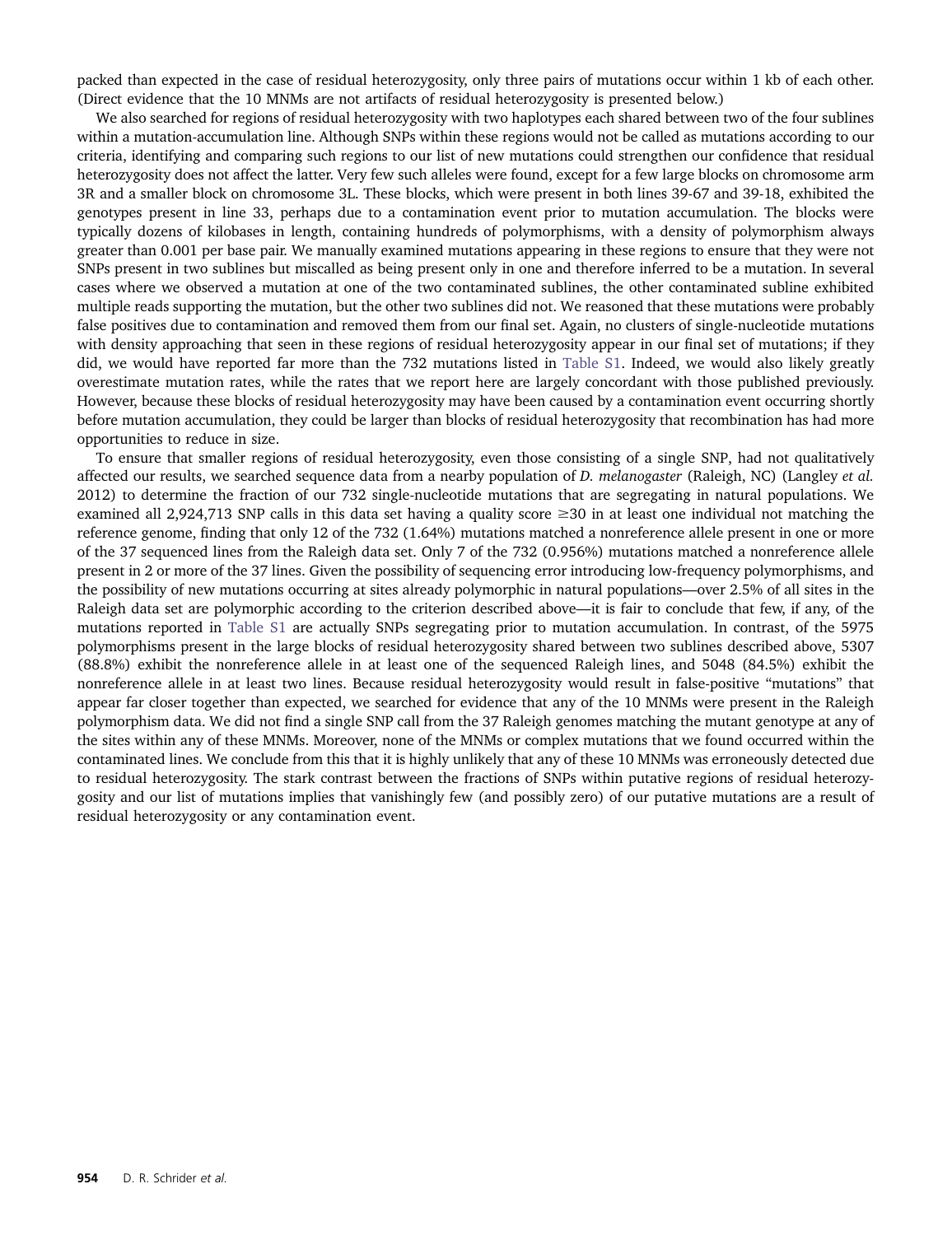packed than expected in the case of residual heterozygosity, only three pairs of mutations occur within 1 kb of each other. (Direct evidence that the 10 MNMs are not artifacts of residual heterozygosity is presented below.)

We also searched for regions of residual heterozygosity with two haplotypes each shared between two of the four sublines within a mutation-accumulation line. Although SNPs within these regions would not be called as mutations according to our criteria, identifying and comparing such regions to our list of new mutations could strengthen our confidence that residual heterozygosity does not affect the latter. Very few such alleles were found, except for a few large blocks on chromosome arm 3R and a smaller block on chromosome 3L. These blocks, which were present in both lines 39-67 and 39-18, exhibited the genotypes present in line 33, perhaps due to a contamination event prior to mutation accumulation. The blocks were typically dozens of kilobases in length, containing hundreds of polymorphisms, with a density of polymorphism always greater than 0.001 per base pair. We manually examined mutations appearing in these regions to ensure that they were not SNPs present in two sublines but miscalled as being present only in one and therefore inferred to be a mutation. In several cases where we observed a mutation at one of the two contaminated sublines, the other contaminated subline exhibited multiple reads supporting the mutation, but the other two sublines did not. We reasoned that these mutations were probably false positives due to contamination and removed them from our final set. Again, no clusters of single-nucleotide mutations with density approaching that seen in these regions of residual heterozygosity appear in our final set of mutations; if they did, we would have reported far more than the 732 mutations listed in Table S1. Indeed, we would also likely greatly overestimate mutation rates, while the rates that we report here are largely concordant with those published previously. However, because these blocks of residual heterozygosity may have been caused by a contamination event occurring shortly before mutation accumulation, they could be larger than blocks of residual heterozygosity that recombination has had more opportunities to reduce in size.

To ensure that smaller regions of residual heterozygosity, even those consisting of a single SNP, had not qualitatively affected our results, we searched sequence data from a nearby population of *D. melanogaster* (Raleigh, NC) (Langley *et al.* 2012) to determine the fraction of our 732 single-nucleotide mutations that are segregating in natural populations. We examined all 2,924,713 SNP calls in this data set having a quality score $\geq$30 in at least one individual not matching the reference genome, finding that only 12 of the 732 (1.64%) mutations matched a nonreference allele present in one or more of the 37 sequenced lines from the Raleigh data set. Only 7 of the 732 (0.956%) mutations matched a nonreference allele present in 2 or more of the 37 lines. Given the possibility of sequencing error introducing low-frequency polymorphisms, and the possibility of new mutations occurring at sites already polymorphic in natural populations—over 2.5% of all sites in the Raleigh data set are polymorphic according to the criterion described above—it is fair to conclude that few, if any, of the mutations reported in Table S1 are actually SNPs segregating prior to mutation accumulation. In contrast, of the 5975 polymorphisms present in the large blocks of residual heterozygosity shared between two sublines described above, 5307 (88.8%) exhibit the nonreference allele in at least one of the sequenced Raleigh lines, and 5048 (84.5%) exhibit the nonreference allele in at least two lines. Because residual heterozygosity would result in false-positive "mutations" that appear far closer together than expected, we searched for evidence that any of the 10 MNMs were present in the Raleigh polymorphism data. We did not find a single SNP call from the 37 Raleigh genomes matching the mutant genotype at any of the sites within any of these MNMs. Moreover, none of the MNMs or complex mutations that we found occurred within the contaminated lines. We conclude from this that it is highly unlikely that any of these 10 MNMs was erroneously detected due to residual heterozygosity. The stark contrast between the fractions of SNPs within putative regions of residual heterozygosity and our list of mutations implies that vanishingly few (and possibly zero) of our putative mutations are a result of residual heterozygosity or any contamination event.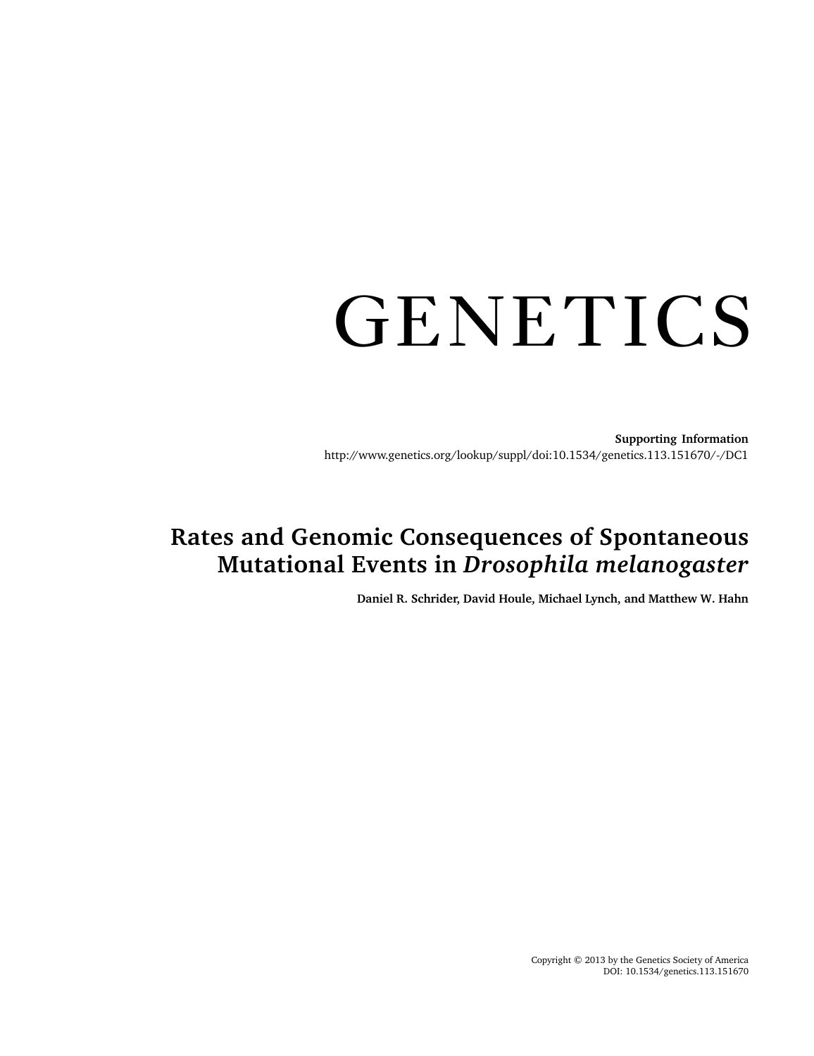# GENETICS

**Supporting Information**
http://www.genetics.org/lookup/suppl/doi:10.1534/genetics.113.151670/-/DC1

## Rates and Genomic Consequences of Spontaneous Mutational Events in *Drosophila melanogaster*

**Daniel R. Schrider, David Houle, Michael Lynch, and Matthew W. Hahn**

Copyright © 2013 by the Genetics Society of America
DOI: 10.1534/genetics.113.151670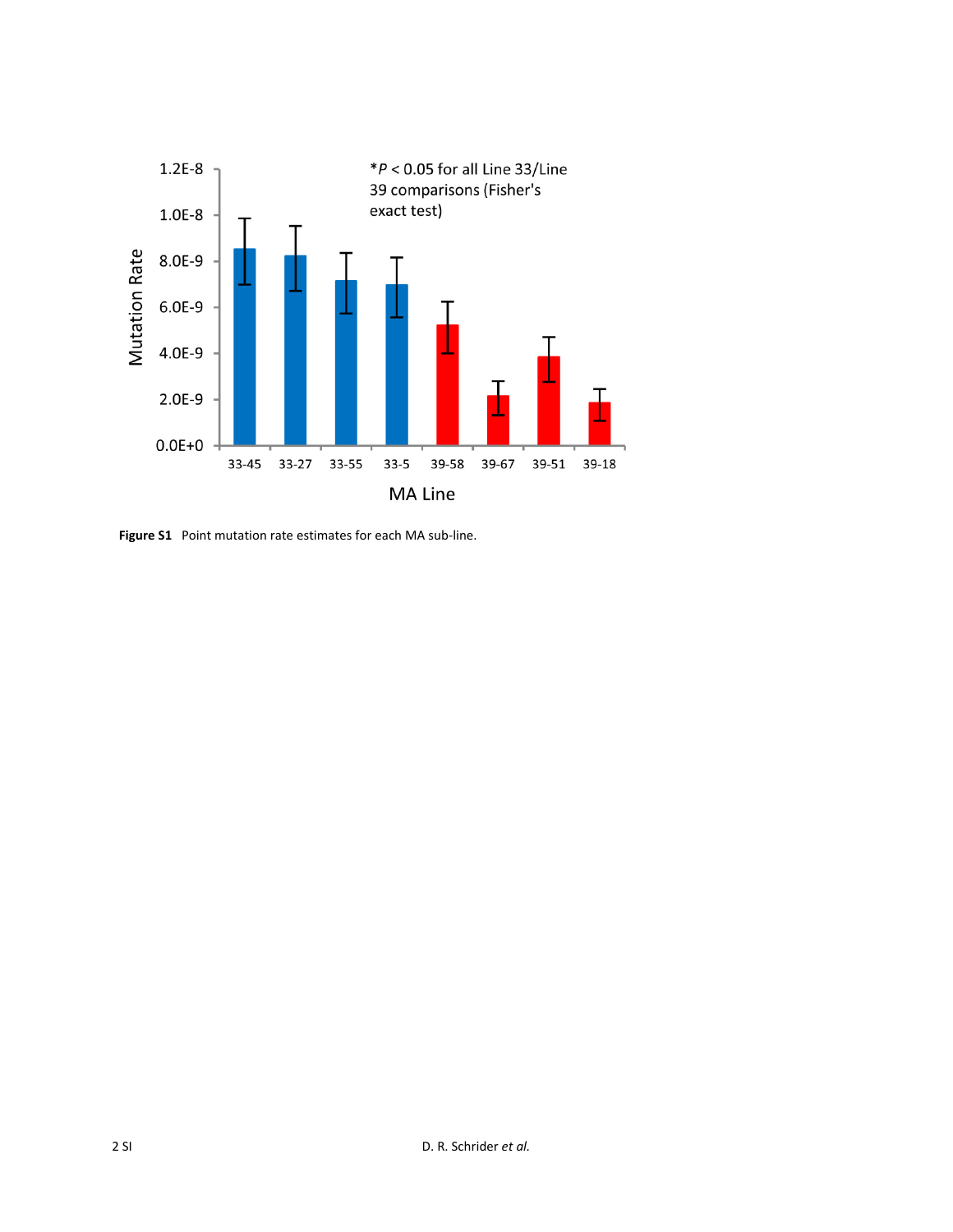**Figure S1** Point mutation rate estimates for each MA sub-line.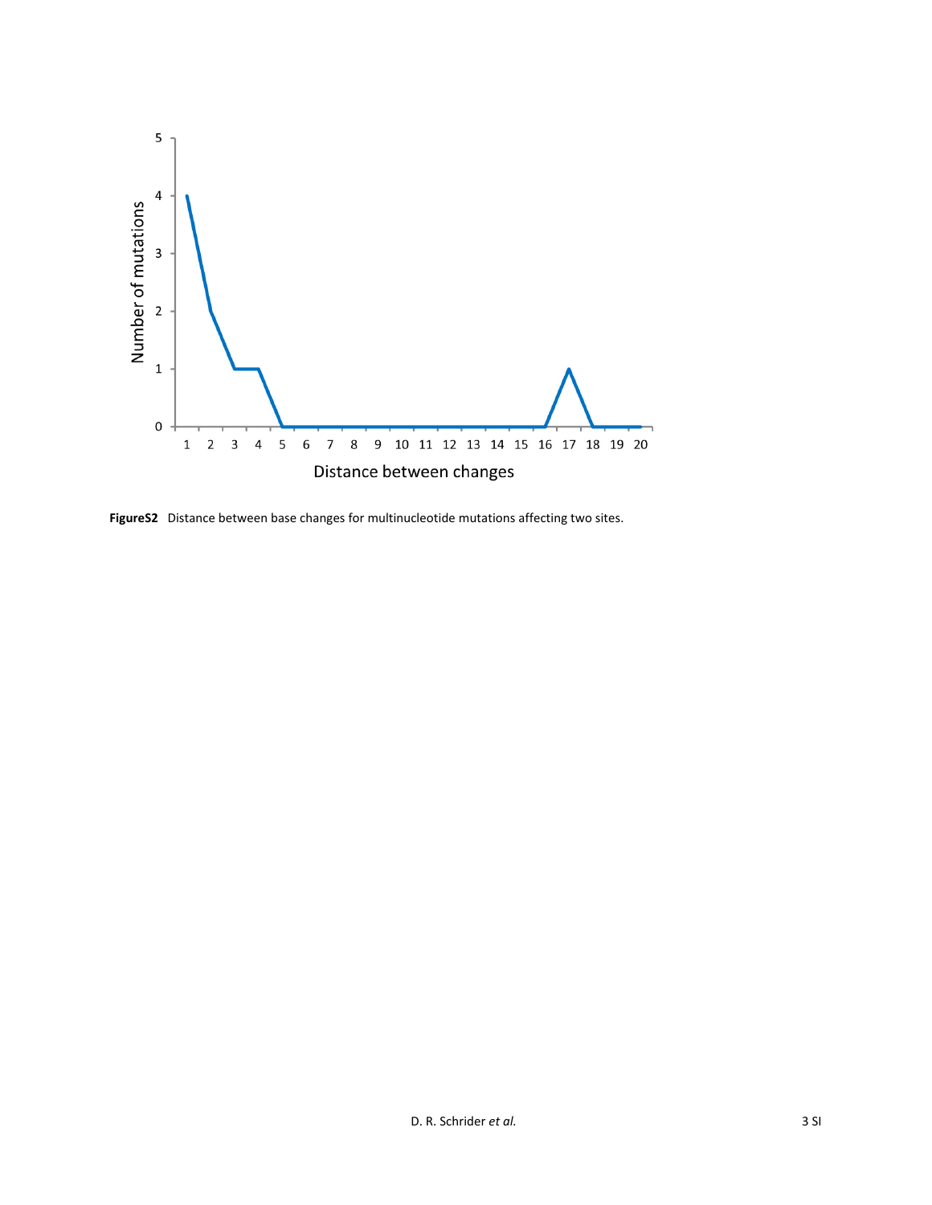**FigureS2** Distance between base changes for multinucleotide mutations affecting two sites.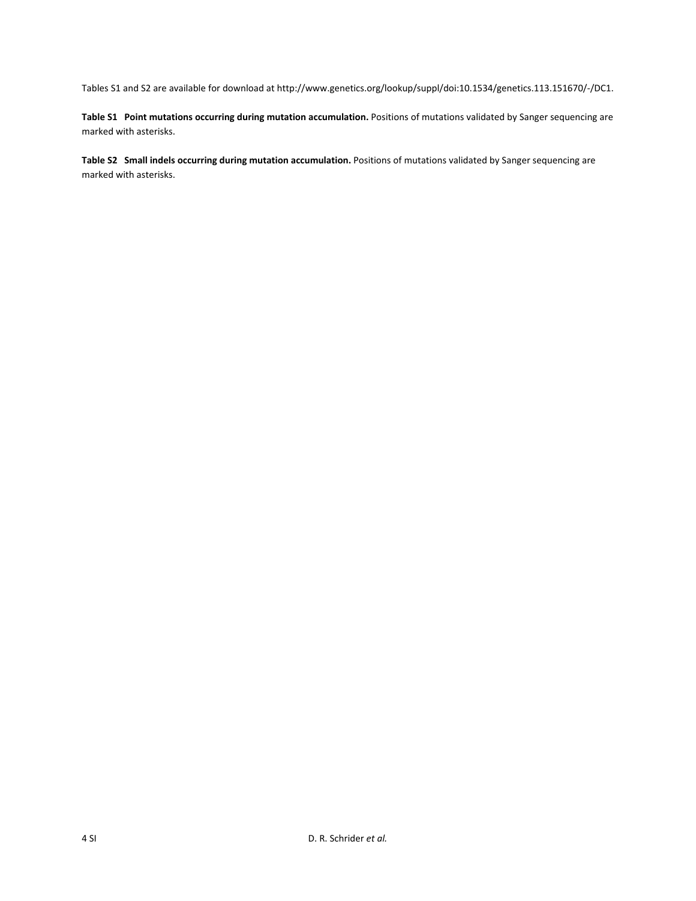Tables S1 and S2 are available for download at http://www.genetics.org/lookup/suppl/doi:10.1534/genetics.113.151670/-/DC1.

**Table S1 Point mutations occurring during mutation accumulation.** Positions of mutations validated by Sanger sequencing are marked with asterisks.

**Table S2 Small indels occurring during mutation accumulation.** Positions of mutations validated by Sanger sequencing are marked with asterisks.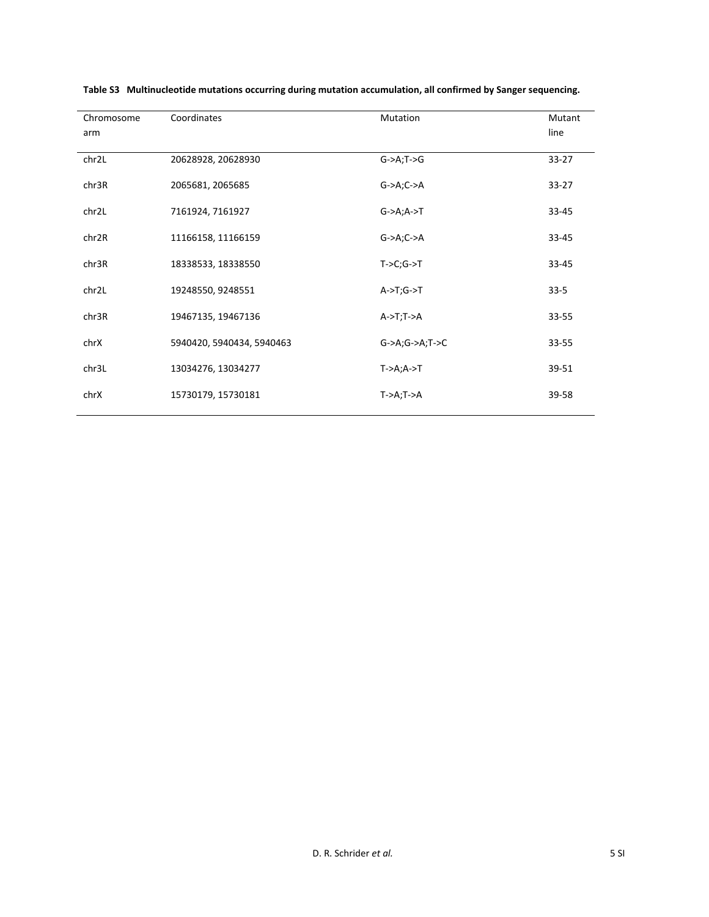**Table S3 Multinucleotide mutations occurring during mutation accumulation, all confirmed by Sanger sequencing.**

| Chromosome arm | Coordinates | Mutation | Mutant line |
|---|---|---|---|
| chr2L | 20628928, 20628930 | G->A;T->G | 33-27 |
| chr3R | 2065681, 2065685 | G->A;C->A | 33-27 |
| chr2L | 7161924, 7161927 | G->A;A->T | 33-45 |
| chr2R | 11166158, 11166159 | G->A;C->A | 33-45 |
| chr3R | 18338533, 18338550 | T->C;G->T | 33-45 |
| chr2L | 19248550, 9248551 | A->T;G->T | 33-5 |
| chr3R | 19467135, 19467136 | A->T;T->A | 33-55 |
| chrX | 5940420, 5940434, 5940463 | G->A;G->A;T->C | 33-55 |
| chr3L | 13034276, 13034277 | T->A;A->T | 39-51 |
| chrX | 15730179, 15730181 | T->A;T->A | 39-58 |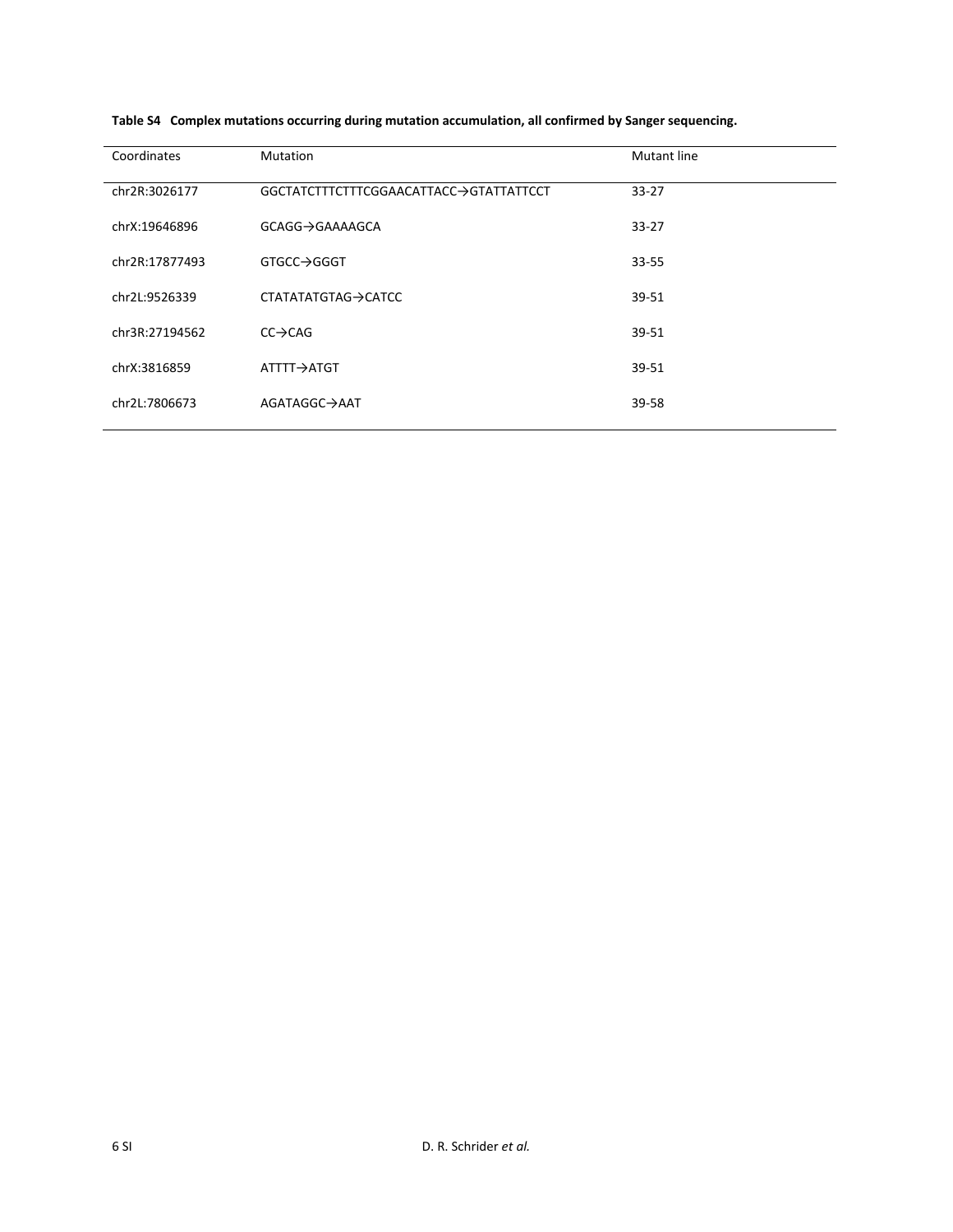**Table S4 Complex mutations occurring during mutation accumulation, all confirmed by Sanger sequencing.**

| Coordinates | Mutation | Mutant line |
|---|---|---|
| chr2R:3026177 | GGCTATCTTTCTTTCGGAACATTACC→GTATTATTCCT | 33-27 |
| chrX:19646896 | GCAGG→GAAAAGCA | 33-27 |
| chr2R:17877493 | GTGCC→GGGT | 33-55 |
| chr2L:9526339 | CTATATATGTAG→CATCC | 39-51 |
| chr3R:27194562 | CC→CAG | 39-51 |
| chrX:3816859 | ATTTT→ATGT | 39-51 |
| chr2L:7806673 | AGATAGGC→AAT | 39-58 |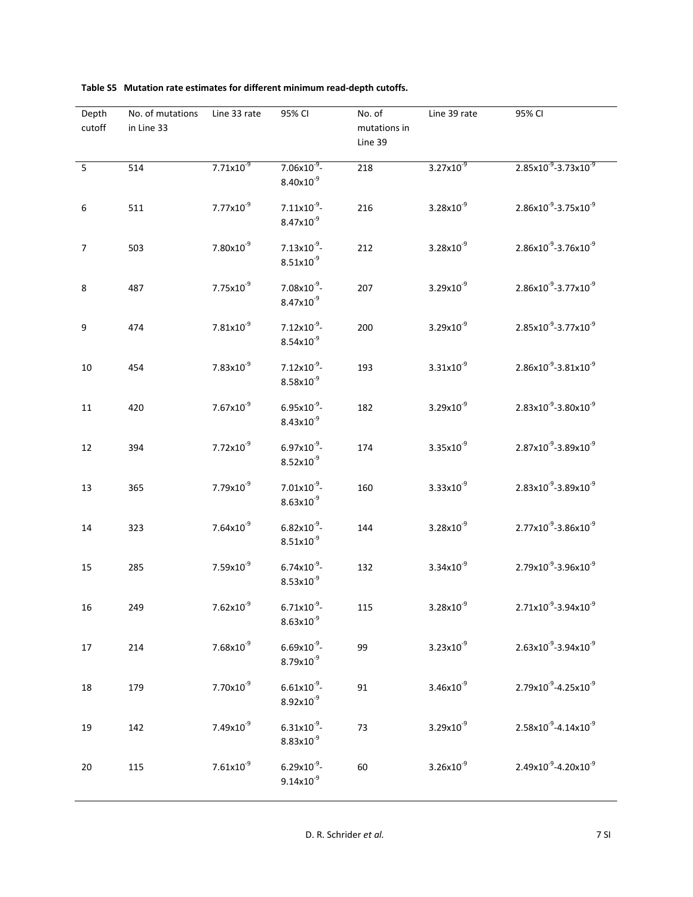**Table S5 Mutation rate estimates for different minimum read-depth cutoffs.**

| Depth cutoff | No. of mutations in Line 33 | Line 33 rate | 95% CI | No. of mutations in Line 39 | Line 39 rate | 95% CI |
|---|---|---|---|---|---|---|
| 5 | 514 | $7.71\times10^{-9}$ | $7.06\times10^{-9}$-$8.40\times10^{-9}$ | 218 | $3.27\times10^{-9}$ | $2.85\times10^{-9}$-$3.73\times10^{-9}$ |
| 6 | 511 | $7.77\times10^{-9}$ | $7.11\times10^{-9}$-$8.47\times10^{-9}$ | 216 | $3.28\times10^{-9}$ | $2.86\times10^{-9}$-$3.75\times10^{-9}$ |
| 7 | 503 | $7.80\times10^{-9}$ | $7.13\times10^{-9}$-$8.51\times10^{-9}$ | 212 | $3.28\times10^{-9}$ | $2.86\times10^{-9}$-$3.76\times10^{-9}$ |
| 8 | 487 | $7.75\times10^{-9}$ | $7.08\times10^{-9}$-$8.47\times10^{-9}$ | 207 | $3.29\times10^{-9}$ | $2.86\times10^{-9}$-$3.77\times10^{-9}$ |
| 9 | 474 | $7.81\times10^{-9}$ | $7.12\times10^{-9}$-$8.54\times10^{-9}$ | 200 | $3.29\times10^{-9}$ | $2.85\times10^{-9}$-$3.77\times10^{-9}$ |
| 10 | 454 | $7.83\times10^{-9}$ | $7.12\times10^{-9}$-$8.58\times10^{-9}$ | 193 | $3.31\times10^{-9}$ | $2.86\times10^{-9}$-$3.81\times10^{-9}$ |
| 11 | 420 | $7.67\times10^{-9}$ | $6.95\times10^{-9}$-$8.43\times10^{-9}$ | 182 | $3.29\times10^{-9}$ | $2.83\times10^{-9}$-$3.80\times10^{-9}$ |
| 12 | 394 | $7.72\times10^{-9}$ | $6.97\times10^{-9}$-$8.52\times10^{-9}$ | 174 | $3.35\times10^{-9}$ | $2.87\times10^{-9}$-$3.89\times10^{-9}$ |
| 13 | 365 | $7.79\times10^{-9}$ | $7.01\times10^{-9}$-$8.63\times10^{-9}$ | 160 | $3.33\times10^{-9}$ | $2.83\times10^{-9}$-$3.89\times10^{-9}$ |
| 14 | 323 | $7.64\times10^{-9}$ | $6.82\times10^{-9}$-$8.51\times10^{-9}$ | 144 | $3.28\times10^{-9}$ | $2.77\times10^{-9}$-$3.86\times10^{-9}$ |
| 15 | 285 | $7.59\times10^{-9}$ | $6.74\times10^{-9}$-$8.53\times10^{-9}$ | 132 | $3.34\times10^{-9}$ | $2.79\times10^{-9}$-$3.96\times10^{-9}$ |
| 16 | 249 | $7.62\times10^{-9}$ | $6.71\times10^{-9}$-$8.63\times10^{-9}$ | 115 | $3.28\times10^{-9}$ | $2.71\times10^{-9}$-$3.94\times10^{-9}$ |
| 17 | 214 | $7.68\times10^{-9}$ | $6.69\times10^{-9}$-$8.79\times10^{-9}$ | 99 | $3.23\times10^{-9}$ | $2.63\times10^{-9}$-$3.94\times10^{-9}$ |
| 18 | 179 | $7.70\times10^{-9}$ | $6.61\times10^{-9}$-$8.92\times10^{-9}$ | 91 | $3.46\times10^{-9}$ | $2.79\times10^{-9}$-$4.25\times10^{-9}$ |
| 19 | 142 | $7.49\times10^{-9}$ | $6.31\times10^{-9}$-$8.83\times10^{-9}$ | 73 | $3.29\times10^{-9}$ | $2.58\times10^{-9}$-$4.14\times10^{-9}$ |
| 20 | 115 | $7.61\times10^{-9}$ | $6.29\times10^{-9}$-$9.14\times10^{-9}$ | 60 | $3.26\times10^{-9}$ | $2.49\times10^{-9}$-$4.20\times10^{-9}$ |